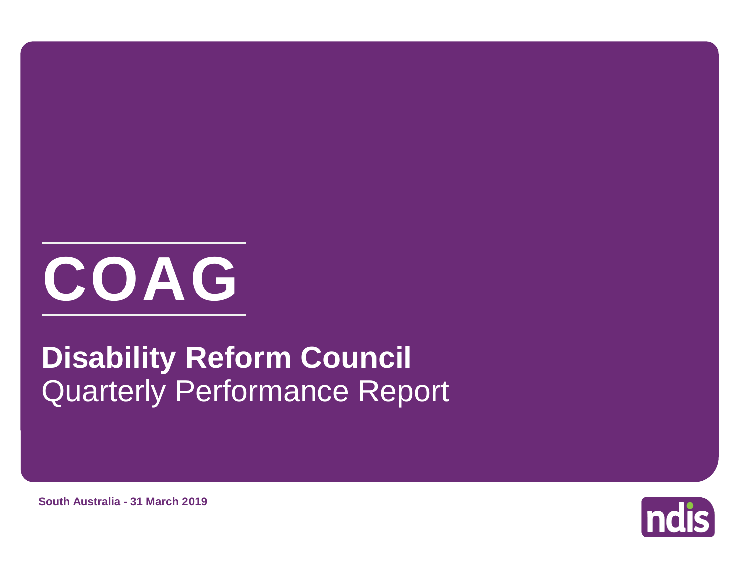# COAG

## Disability Reform Council
Quarterly Performance Report

**South Australia - 31 March 2019**

ndis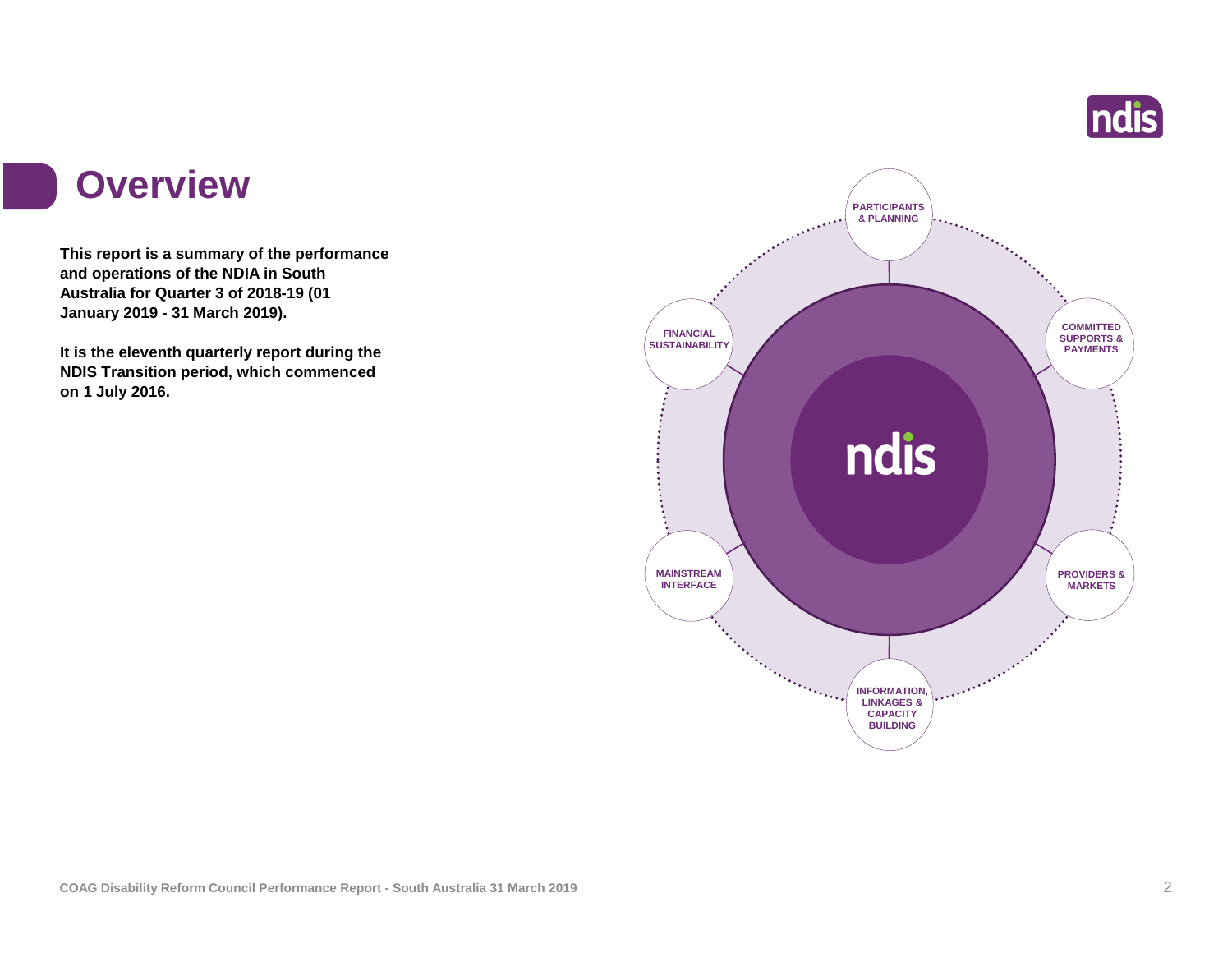# Overview

**This report is a summary of the performance and operations of the NDIA in South Australia for Quarter 3 of 2018-19 (01 January 2019 - 31 March 2019).**

**It is the eleventh quarterly report during the NDIS Transition period, which commenced on 1 July 2016.**

PARTICIPANTS & PLANNING

COMMITTED SUPPORTS & PAYMENTS

PROVIDERS & MARKETS

INFORMATION, LINKAGES & CAPACITY BUILDING

MAINSTREAM INTERFACE

FINANCIAL SUSTAINABILITY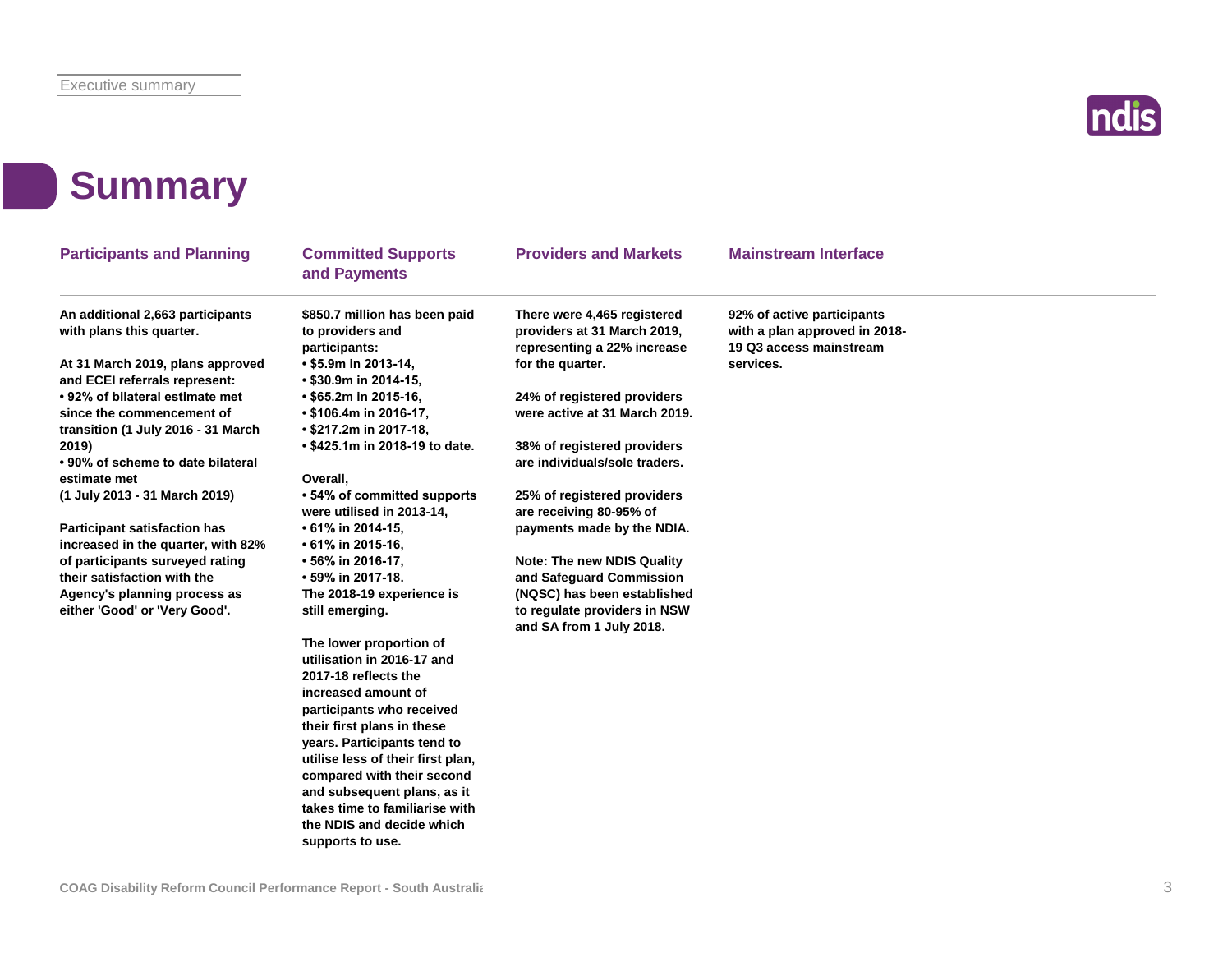# Summary

## Participants and Planning

**An additional 2,663 participants with plans this quarter.**

**At 31 March 2019, plans approved and ECEI referrals represent:**
- **92% of bilateral estimate met since the commencement of transition (1 July 2016 - 31 March 2019)**
- **90% of scheme to date bilateral estimate met (1 July 2013 - 31 March 2019)**

**Participant satisfaction has increased in the quarter, with 82% of participants surveyed rating their satisfaction with the Agency's planning process as either 'Good' or 'Very Good'.**

## Committed Supports and Payments

**$850.7 million has been paid to providers and participants:**
- **$5.9m in 2013-14,**
- **$30.9m in 2014-15,**
- **$65.2m in 2015-16,**
- **$106.4m in 2016-17,**
- **$217.2m in 2017-18,**
- **$425.1m in 2018-19 to date.**

**Overall,**
- **54% of committed supports were utilised in 2013-14,**
- **61% in 2014-15,**
- **61% in 2015-16,**
- **56% in 2016-17,**
- **59% in 2017-18.**

**The 2018-19 experience is still emerging.**

**The lower proportion of utilisation in 2016-17 and 2017-18 reflects the increased amount of participants who received their first plans in these years. Participants tend to utilise less of their first plan, compared with their second and subsequent plans, as it takes time to familiarise with the NDIS and decide which supports to use.**

## Providers and Markets

**There were 4,465 registered providers at 31 March 2019, representing a 22% increase for the quarter.**

**24% of registered providers were active at 31 March 2019.**

**38% of registered providers are individuals/sole traders.**

**25% of registered providers are receiving 80-95% of payments made by the NDIA.**

**Note: The new NDIS Quality and Safeguard Commission (NQSC) has been established to regulate providers in NSW and SA from 1 July 2018.**

## Mainstream Interface

**92% of active participants with a plan approved in 2018-19 Q3 access mainstream services.**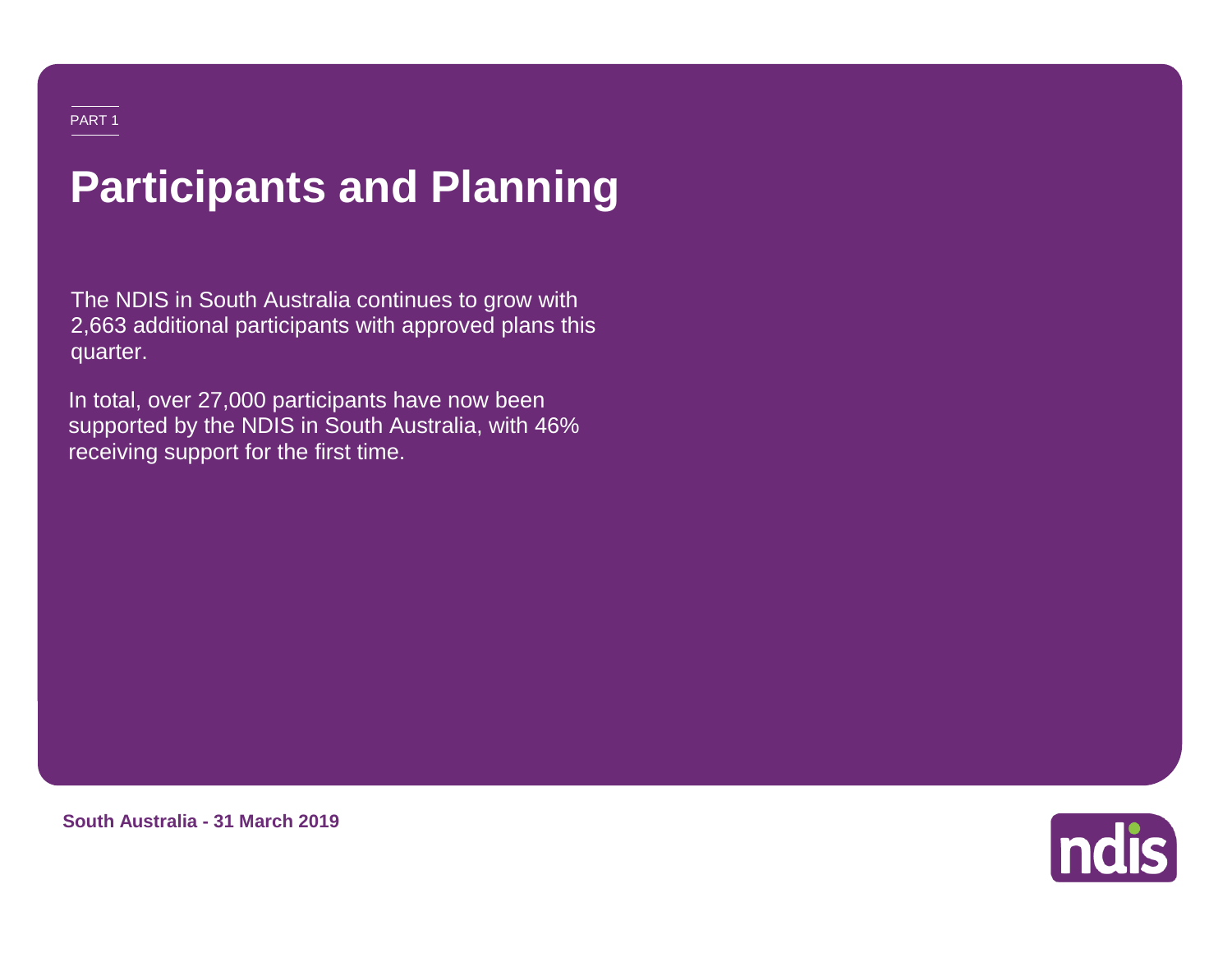PART 1

# Participants and Planning

The NDIS in South Australia continues to grow with 2,663 additional participants with approved plans this quarter.

In total, over 27,000 participants have now been supported by the NDIS in South Australia, with 46% receiving support for the first time.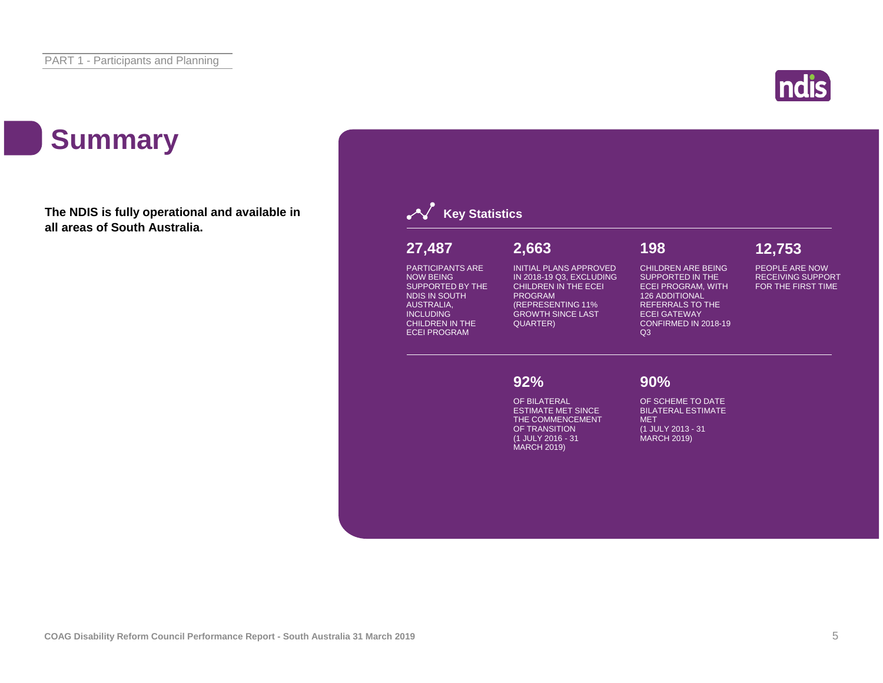# Summary

**The NDIS is fully operational and available in all areas of South Australia.**

## Key Statistics

**27,487**

PARTICIPANTS ARE NOW BEING SUPPORTED BY THE NDIS IN SOUTH AUSTRALIA, INCLUDING CHILDREN IN THE ECEI PROGRAM

**2,663**

INITIAL PLANS APPROVED IN 2018-19 Q3, EXCLUDING CHILDREN IN THE ECEI PROGRAM (REPRESENTING 11% GROWTH SINCE LAST QUARTER)

**198**

CHILDREN ARE BEING SUPPORTED IN THE ECEI PROGRAM, WITH 126 ADDITIONAL REFERRALS TO THE ECEI GATEWAY CONFIRMED IN 2018-19 Q3

**12,753**

PEOPLE ARE NOW RECEIVING SUPPORT FOR THE FIRST TIME

**92%**

OF BILATERAL ESTIMATE MET SINCE THE COMMENCEMENT OF TRANSITION (1 JULY 2016 - 31 MARCH 2019)

**90%**

OF SCHEME TO DATE BILATERAL ESTIMATE MET (1 JULY 2013 - 31 MARCH 2019)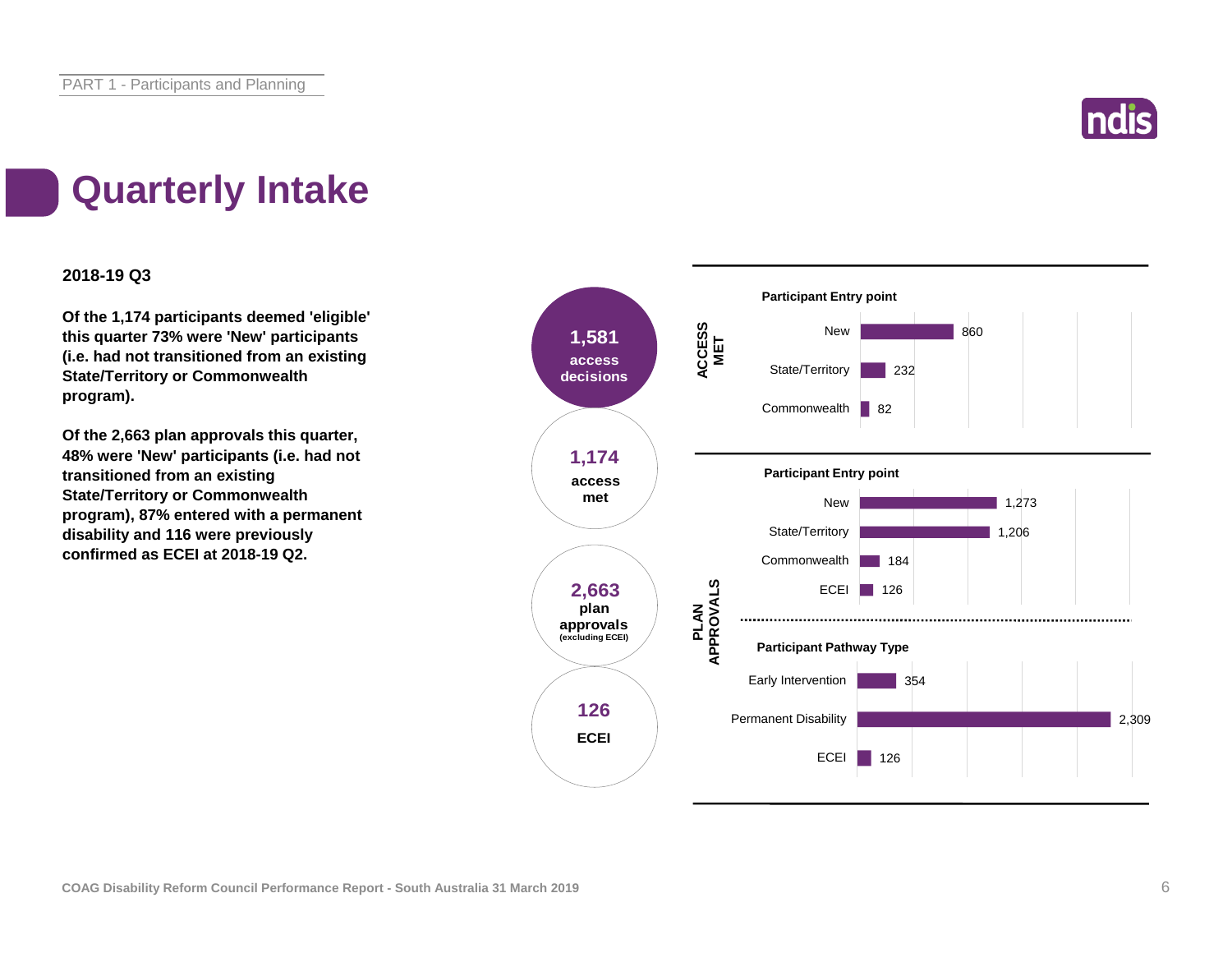# Quarterly Intake

**2018-19 Q3**

**Of the 1,174 participants deemed 'eligible' this quarter 73% were 'New' participants (i.e. had not transitioned from an existing State/Territory or Commonwealth program).**

**Of the 2,663 plan approvals this quarter, 48% were 'New' participants (i.e. had not transitioned from an existing State/Territory or Commonwealth program), 87% entered with a permanent disability and 116 were previously confirmed as ECEI at 2018-19 Q2.**

**1,581** access decisions

**1,174** access met

**2,663** plan approvals (excluding ECEI)

**126** ECEI

## ACCESS MET

**Participant Entry point**

| Participant Entry point | Count |
| --- | --- |
| New | 860 |
| State/Territory | 232 |
| Commonwealth | 82 |

## PLAN APPROVALS

**Participant Entry point**

| Participant Entry point | Count |
| --- | --- |
| New | 1,273 |
| State/Territory | 1,206 |
| Commonwealth | 184 |
| ECEI | 126 |

**Participant Pathway Type**

| Participant Pathway Type | Count |
| --- | --- |
| Early Intervention | 354 |
| Permanent Disability | 2,309 |
| ECEI | 126 |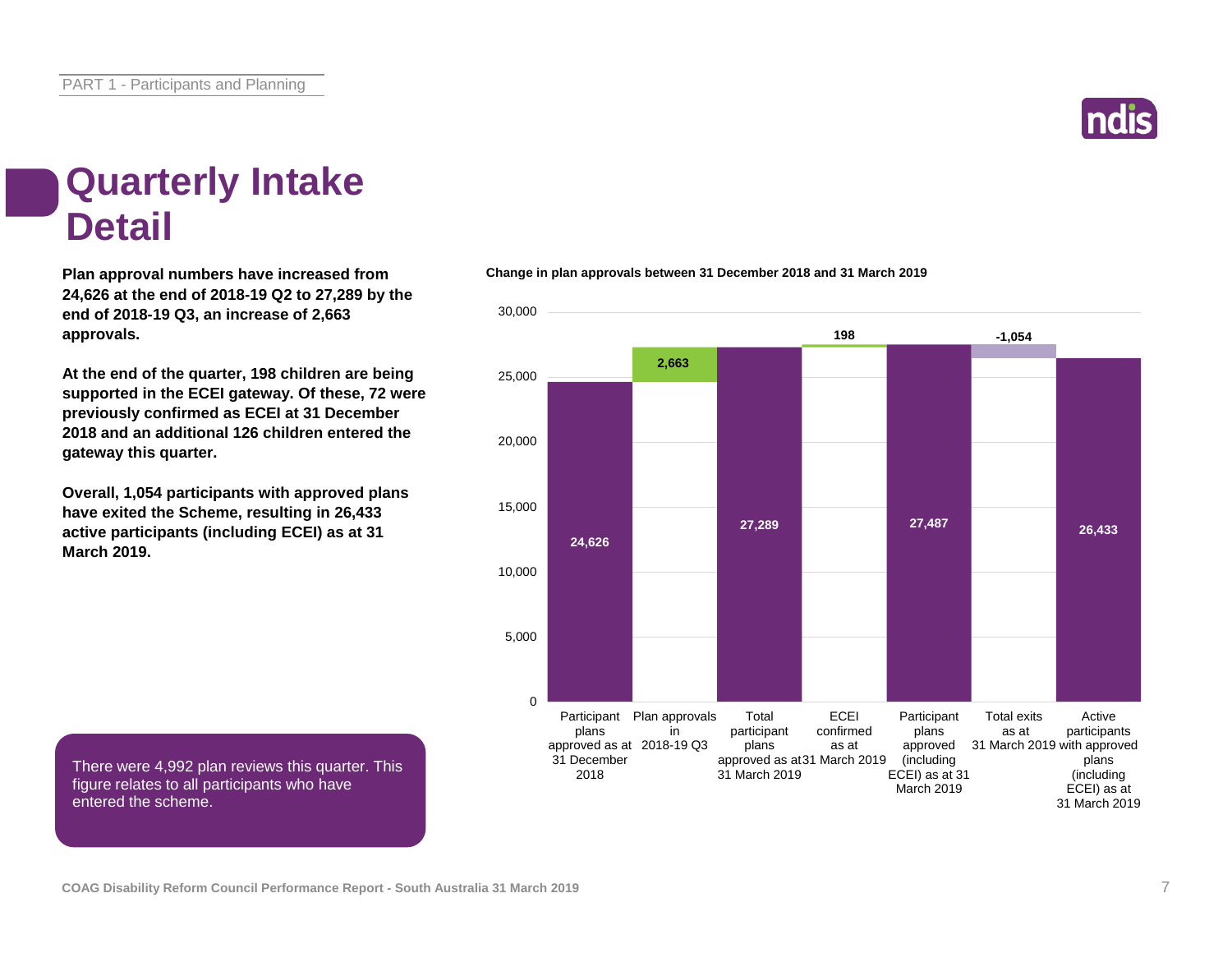# Quarterly Intake Detail

**Plan approval numbers have increased from 24,626 at the end of 2018-19 Q2 to 27,289 by the end of 2018-19 Q3, an increase of 2,663 approvals.**

**At the end of the quarter, 198 children are being supported in the ECEI gateway. Of these, 72 were previously confirmed as ECEI at 31 December 2018 and an additional 126 children entered the gateway this quarter.**

**Overall, 1,054 participants with approved plans have exited the Scheme, resulting in 26,433 active participants (including ECEI) as at 31 March 2019.**

There were 4,992 plan reviews this quarter. This figure relates to all participants who have entered the scheme.

**Change in plan approvals between 31 December 2018 and 31 March 2019**

| Category | Value |
| --- | --- |
| Participant plans approved as at 31 December 2018 | 24,626 |
| Plan approvals in 2018-19 Q3 | 2,663 |
| Total participant plans approved as at 31 March 2019 | 27,289 |
| ECEI confirmed as at 31 March 2019 | 198 |
| Participant plans approved (including ECEI) as at 31 March 2019 | 27,487 |
| Total exits as at 31 March 2019 | -1,054 |
| Active participants with approved plans (including ECEI) as at 31 March 2019 | 26,433 |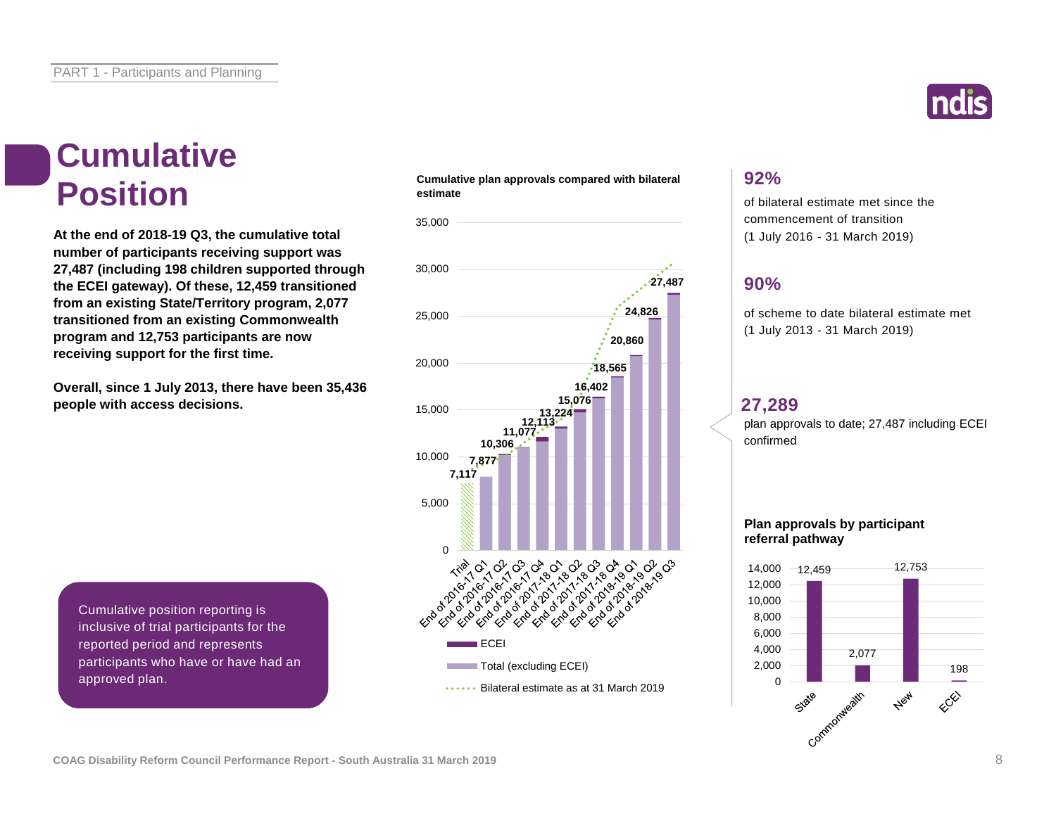# Cumulative Position

**At the end of 2018-19 Q3, the cumulative total number of participants receiving support was 27,487 (including 198 children supported through the ECEI gateway). Of these, 12,459 transitioned from an existing State/Territory program, 2,077 transitioned from an existing Commonwealth program and 12,753 participants are now receiving support for the first time.**

**Overall, since 1 July 2013, there have been 35,436 people with access decisions.**

Cumulative position reporting is inclusive of trial participants for the reported period and represents participants who have or have had an approved plan.

**Cumulative plan approvals compared with bilateral estimate**

| Period | Cumulative plan approvals |
|---|---|
| Trial | 7,117 |
| End of 2016-17 Q1 | 7,877 |
| End of 2016-17 Q2 | 10,306 |
| End of 2016-17 Q3 | 11,077 |
| End of 2016-17 Q4 | 12,113 |
| End of 2017-18 Q1 | 13,224 |
| End of 2017-18 Q2 | 15,076 |
| End of 2017-18 Q3 | 16,402 |
| End of 2017-18 Q4 | 18,565 |
| End of 2018-19 Q1 | 20,860 |
| End of 2018-19 Q2 | 24,826 |
| End of 2018-19 Q3 | 27,487 |

Legend: ECEI; Total (excluding ECEI); Bilateral estimate as at 31 March 2019

## 92%

of bilateral estimate met since the commencement of transition (1 July 2016 - 31 March 2019)

## 90%

of scheme to date bilateral estimate met (1 July 2013 - 31 March 2019)

## 27,289

plan approvals to date; 27,487 including ECEI confirmed

**Plan approvals by participant referral pathway**

| Pathway | Plan approvals |
|---|---|
| State | 12,459 |
| Commonwealth | 2,077 |
| New | 12,753 |
| ECEI | 198 |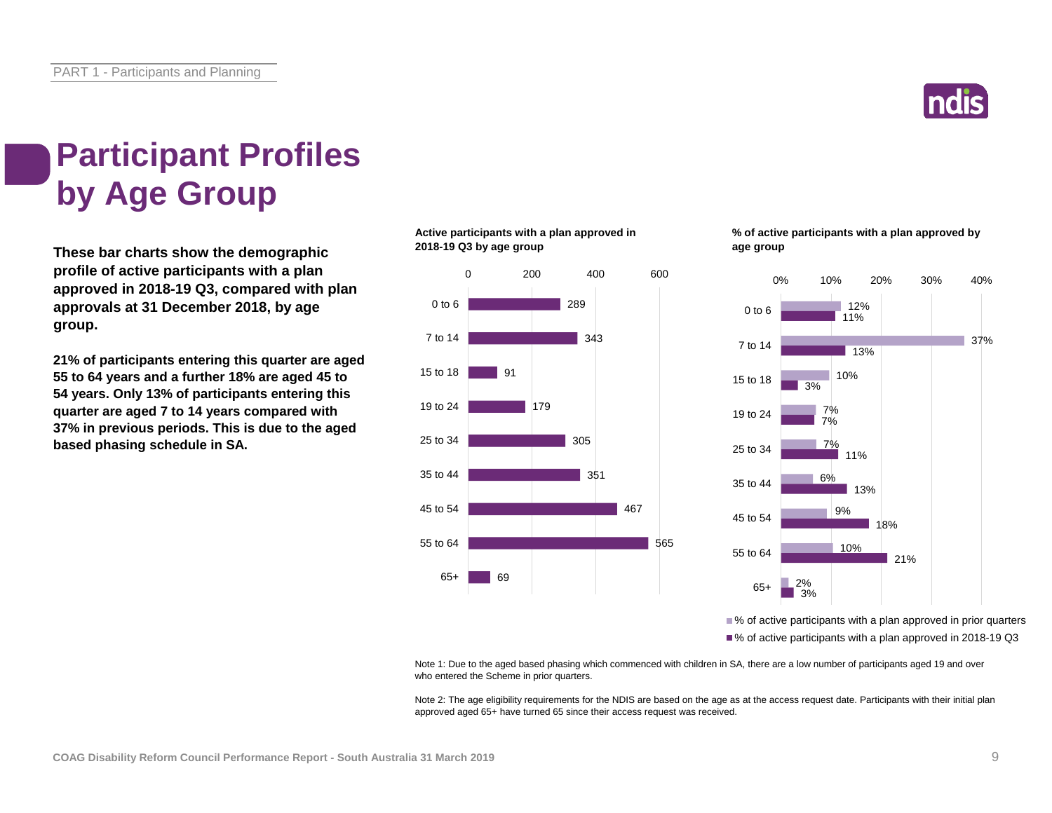# Participant Profiles by Age Group

**These bar charts show the demographic profile of active participants with a plan approved in 2018-19 Q3, compared with plan approvals at 31 December 2018, by age group.**

**21% of participants entering this quarter are aged 55 to 64 years and a further 18% are aged 45 to 54 years. Only 13% of participants entering this quarter are aged 7 to 14 years compared with 37% in previous periods. This is due to the aged based phasing schedule in SA.**

**Active participants with a plan approved in 2018-19 Q3 by age group**

| Age group | Active participants |
|---|---|
| 0 to 6 | 289 |
| 7 to 14 | 343 |
| 15 to 18 | 91 |
| 19 to 24 | 179 |
| 25 to 34 | 305 |
| 35 to 44 | 351 |
| 45 to 54 | 467 |
| 55 to 64 | 565 |
| 65+ | 69 |

**% of active participants with a plan approved by age group**

| Age group | % of active participants with a plan approved in prior quarters | % of active participants with a plan approved in 2018-19 Q3 |
|---|---|---|
| 0 to 6 | 12% | 11% |
| 7 to 14 | 37% | 13% |
| 15 to 18 | 10% | 3% |
| 19 to 24 | 7% | 7% |
| 25 to 34 | 7% | 11% |
| 35 to 44 | 6% | 13% |
| 45 to 54 | 9% | 18% |
| 55 to 64 | 10% | 21% |
| 65+ | 2% | 3% |

Note 1: Due to the aged based phasing which commenced with children in SA, there are a low number of participants aged 19 and over who entered the Scheme in prior quarters.

Note 2: The age eligibility requirements for the NDIS are based on the age as at the access request date. Participants with their initial plan approved aged 65+ have turned 65 since their access request was received.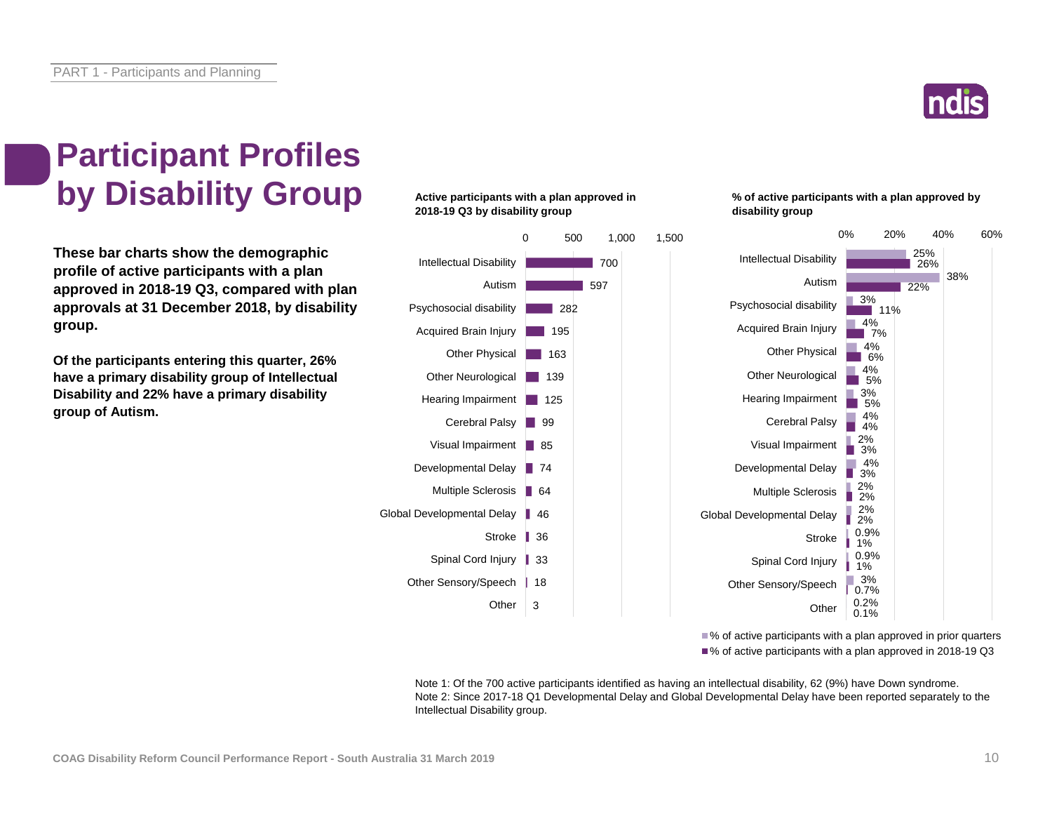# Participant Profiles by Disability Group

**These bar charts show the demographic profile of active participants with a plan approved in 2018-19 Q3, compared with plan approvals at 31 December 2018, by disability group.**

**Of the participants entering this quarter, 26% have a primary disability group of Intellectual Disability and 22% have a primary disability group of Autism.**

**Active participants with a plan approved in 2018-19 Q3 by disability group**

| Disability group | Active participants |
|---|---|
| Intellectual Disability | 700 |
| Autism | 597 |
| Psychosocial disability | 282 |
| Acquired Brain Injury | 195 |
| Other Physical | 163 |
| Other Neurological | 139 |
| Hearing Impairment | 125 |
| Cerebral Palsy | 99 |
| Visual Impairment | 85 |
| Developmental Delay | 74 |
| Multiple Sclerosis | 64 |
| Global Developmental Delay | 46 |
| Stroke | 36 |
| Spinal Cord Injury | 33 |
| Other Sensory/Speech | 18 |
| Other | 3 |

**% of active participants with a plan approved by disability group**

| Disability group | % of active participants with a plan approved in prior quarters | % of active participants with a plan approved in 2018-19 Q3 |
|---|---|---|
| Intellectual Disability | 25% | 26% |
| Autism | 38% | 22% |
| Psychosocial disability | 3% | 11% |
| Acquired Brain Injury | 4% | 7% |
| Other Physical | 4% | 6% |
| Other Neurological | 4% | 5% |
| Hearing Impairment | 3% | 5% |
| Cerebral Palsy | 4% | 4% |
| Visual Impairment | 2% | 3% |
| Developmental Delay | 4% | 3% |
| Multiple Sclerosis | 2% | 2% |
| Global Developmental Delay | 2% | 2% |
| Stroke | 0.9% | 1% |
| Spinal Cord Injury | 0.9% | 1% |
| Other Sensory/Speech | 3% | 0.7% |
| Other | 0.2% | 0.1% |

Note 1: Of the 700 active participants identified as having an intellectual disability, 62 (9%) have Down syndrome.
Note 2: Since 2017-18 Q1 Developmental Delay and Global Developmental Delay have been reported separately to the Intellectual Disability group.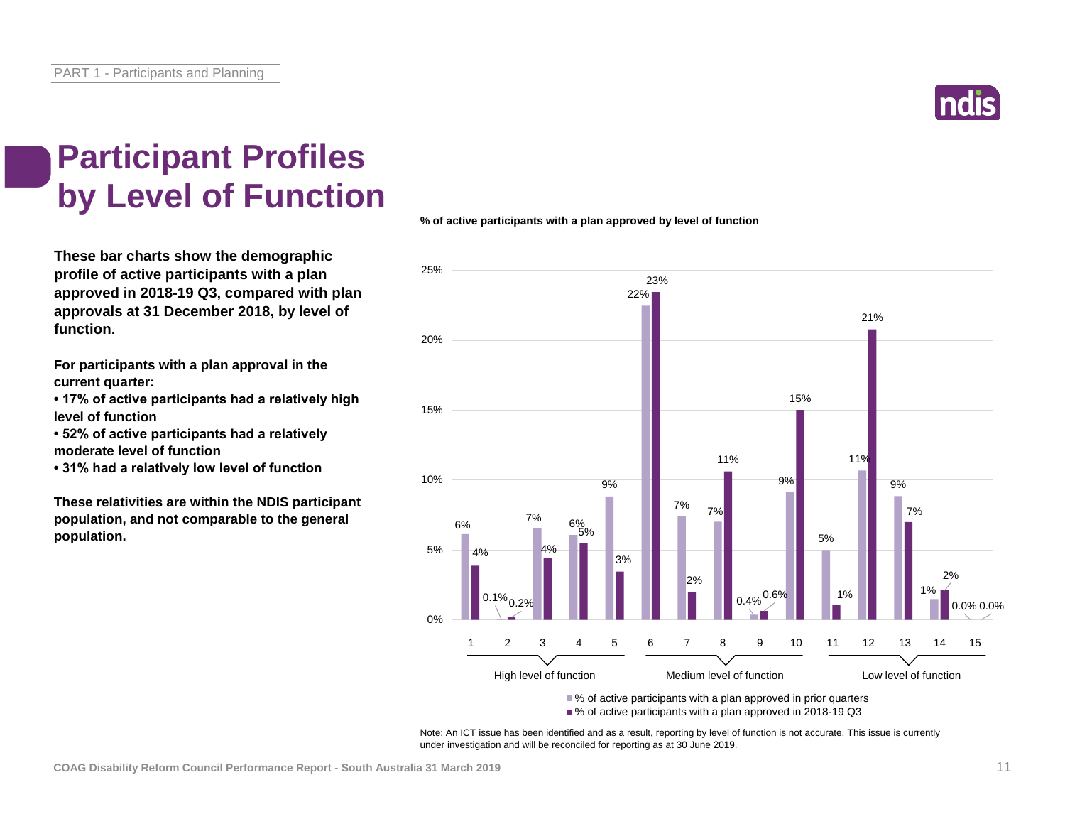# Participant Profiles by Level of Function

**These bar charts show the demographic profile of active participants with a plan approved in 2018-19 Q3, compared with plan approvals at 31 December 2018, by level of function.**

**For participants with a plan approval in the current quarter:**

- **17% of active participants had a relatively high level of function**
- **52% of active participants had a relatively moderate level of function**
- **31% had a relatively low level of function**

**These relativities are within the NDIS participant population, and not comparable to the general population.**

**% of active participants with a plan approved by level of function**

| Level of function | Group | % of active participants with a plan approved in prior quarters | % of active participants with a plan approved in 2018-19 Q3 |
|---|---|---|---|
| 1 | High level of function | 6% | 4% |
| 2 | High level of function | 0.1% | 0.2% |
| 3 | High level of function | 7% | 4% |
| 4 | High level of function | 6% | 5% |
| 5 | High level of function | 9% | 3% |
| 6 | Medium level of function | 22% | 23% |
| 7 | Medium level of function | 7% | 2% |
| 8 | Medium level of function | 7% | 11% |
| 9 | Medium level of function | 0.4% | 0.6% |
| 10 | Medium level of function | 9% | 15% |
| 11 | Low level of function | 5% | 1% |
| 12 | Low level of function | 11% | 21% |
| 13 | Low level of function | 9% | 7% |
| 14 | Low level of function | 1% | 2% |
| 15 | Low level of function | 0.0% | 0.0% |

Note: An ICT issue has been identified and as a result, reporting by level of function is not accurate. This issue is currently under investigation and will be reconciled for reporting as at 30 June 2019.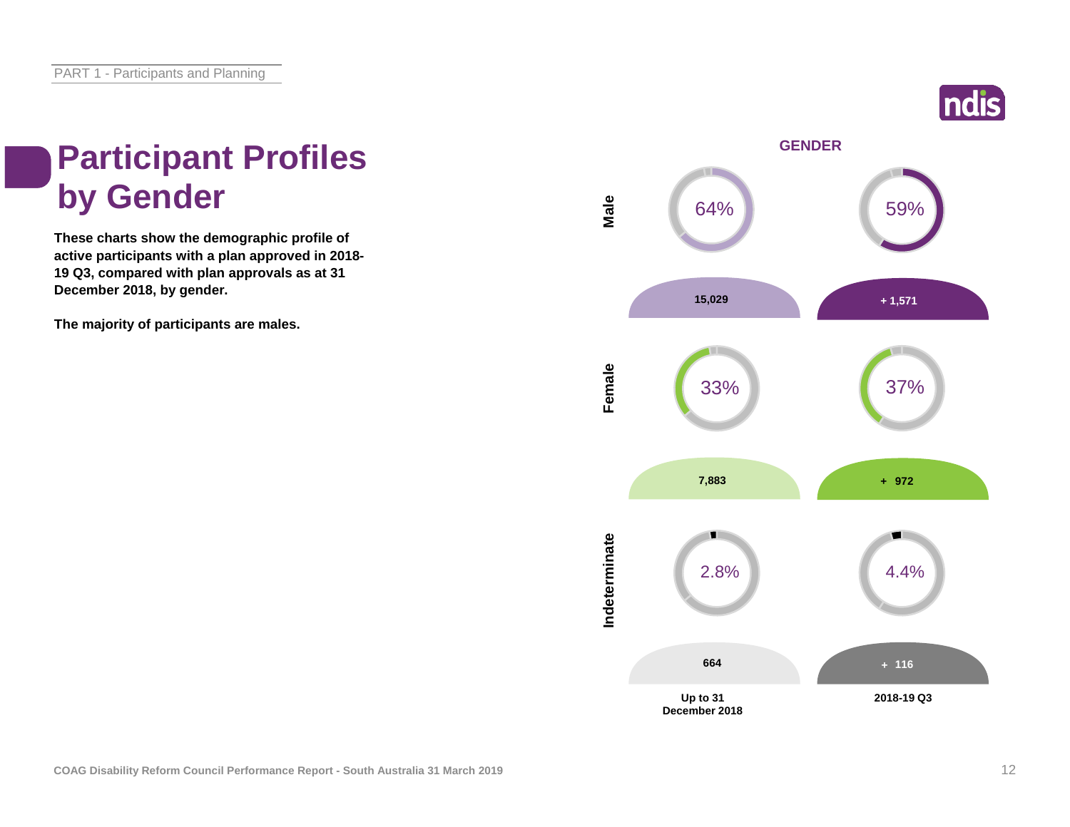# Participant Profiles by Gender

**These charts show the demographic profile of active participants with a plan approved in 2018-19 Q3, compared with plan approvals as at 31 December 2018, by gender.**

**The majority of participants are males.**

## GENDER

| Gender | Up to 31 December 2018 | | 2018-19 Q3 | |
|---|---|---|---|---|
| | % | Number | % | Number |
| Male | 64% | 15,029 | 59% | + 1,571 |
| Female | 33% | 7,883 | 37% | + 972 |
| Indeterminate | 2.8% | 664 | 4.4% | + 116 |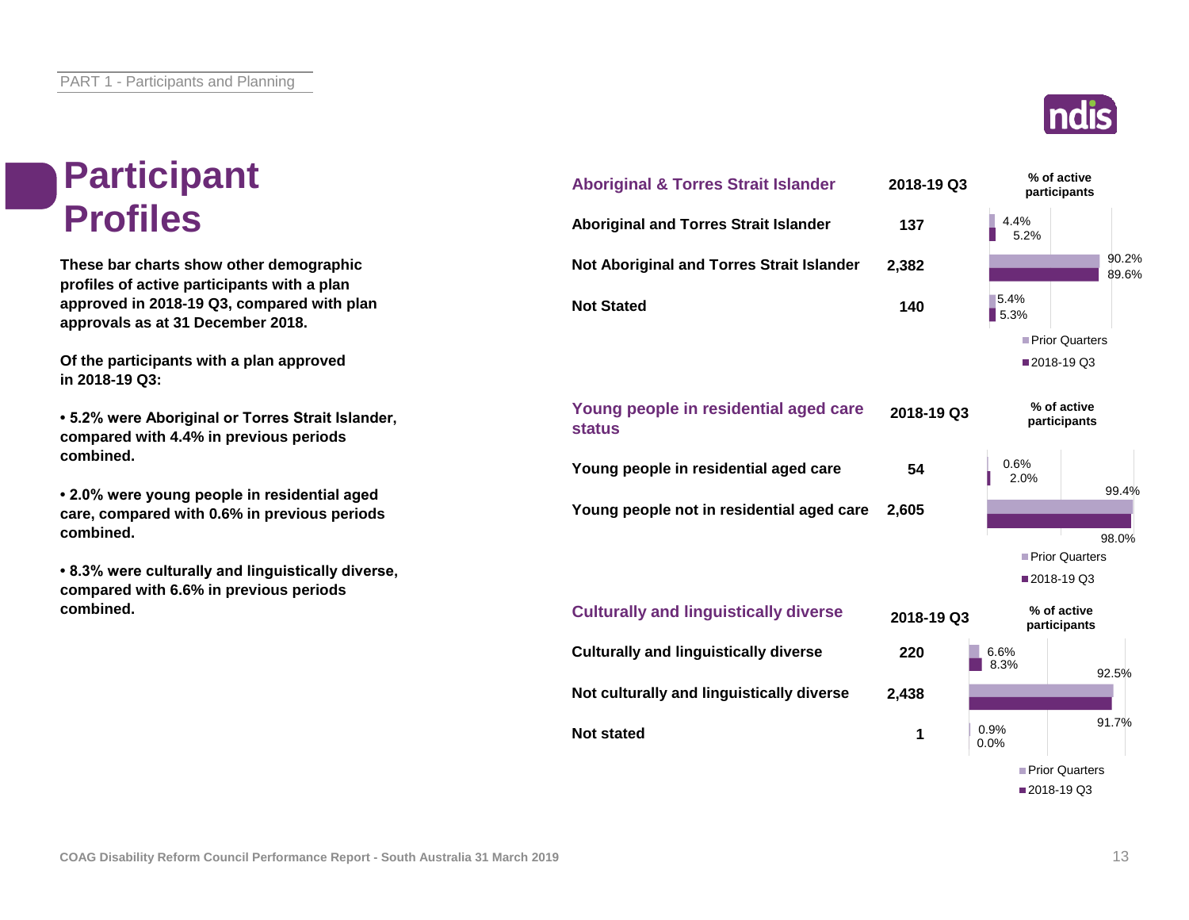# Participant Profiles

**These bar charts show other demographic profiles of active participants with a plan approved in 2018-19 Q3, compared with plan approvals as at 31 December 2018.**

**Of the participants with a plan approved in 2018-19 Q3:**

- **5.2% were Aboriginal or Torres Strait Islander, compared with 4.4% in previous periods combined.**
- **2.0% were young people in residential aged care, compared with 0.6% in previous periods combined.**
- **8.3% were culturally and linguistically diverse, compared with 6.6% in previous periods combined.**

| Aboriginal & Torres Strait Islander | 2018-19 Q3 | % of active participants – Prior Quarters | % of active participants – 2018-19 Q3 |
|---|---|---|---|
| Aboriginal and Torres Strait Islander | 137 | 4.4% | 5.2% |
| Not Aboriginal and Torres Strait Islander | 2,382 | 90.2% | 89.6% |
| Not Stated | 140 | 5.4% | 5.3% |

| Young people in residential aged care status | 2018-19 Q3 | % of active participants – Prior Quarters | % of active participants – 2018-19 Q3 |
|---|---|---|---|
| Young people in residential aged care | 54 | 0.6% | 2.0% |
| Young people not in residential aged care | 2,605 | 99.4% | 98.0% |

| Culturally and linguistically diverse | 2018-19 Q3 | % of active participants – Prior Quarters | % of active participants – 2018-19 Q3 |
|---|---|---|---|
| Culturally and linguistically diverse | 220 | 6.6% | 8.3% |
| Not culturally and linguistically diverse | 2,438 | 92.5% | 91.7% |
| Not stated | 1 | 0.9% | 0.0% |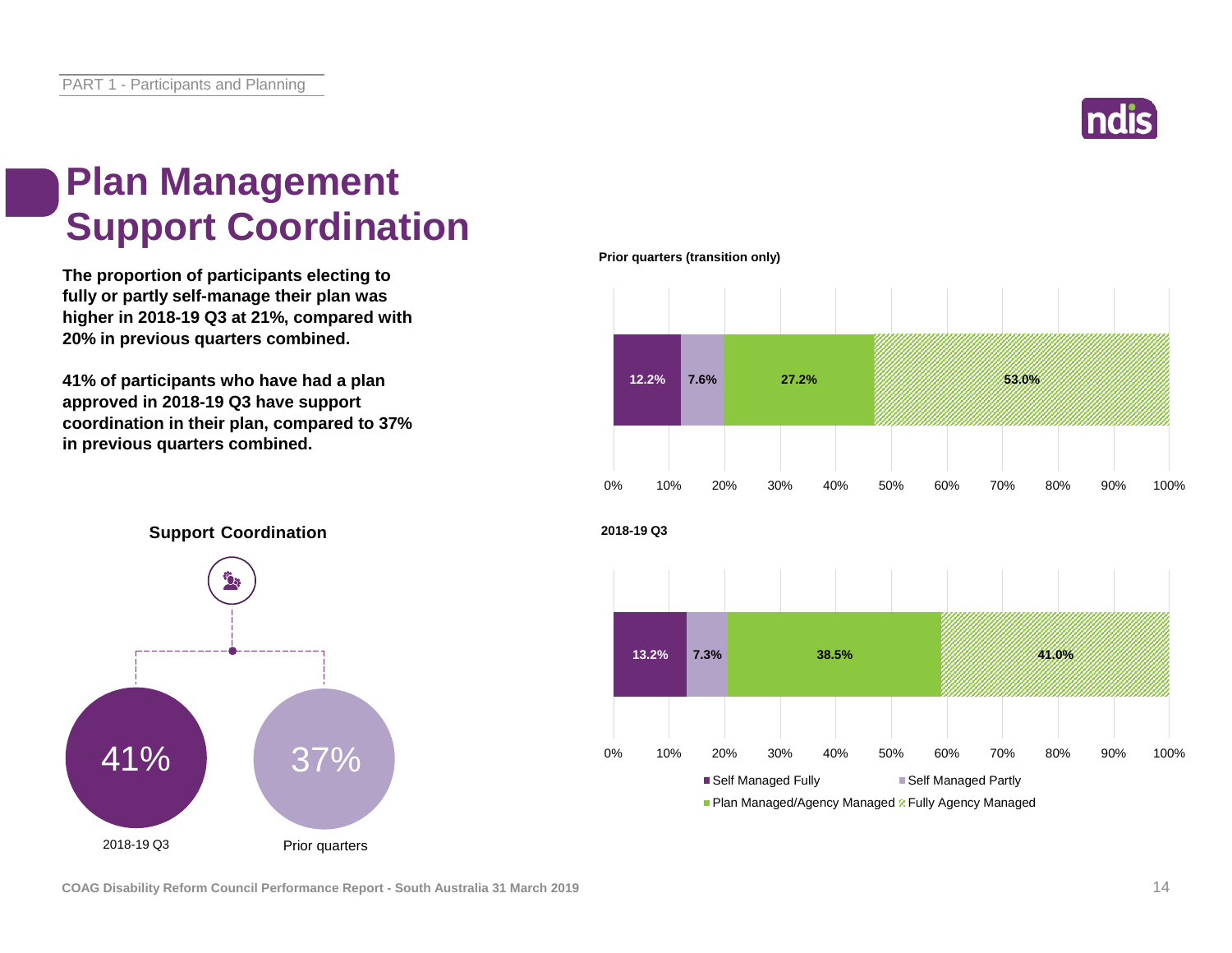# Plan Management Support Coordination

**The proportion of participants electing to fully or partly self-manage their plan was higher in 2018-19 Q3 at 21%, compared with 20% in previous quarters combined.**

**41% of participants who have had a plan approved in 2018-19 Q3 have support coordination in their plan, compared to 37% in previous quarters combined.**

**Support Coordination**

| 2018-19 Q3 | Prior quarters |
|---|---|
| 41% | 37% |

**Prior quarters (transition only)**

| Self Managed Fully | Self Managed Partly | Plan Managed/Agency Managed | Fully Agency Managed |
|---|---|---|---|
| 12.2% | 7.6% | 27.2% | 53.0% |

**2018-19 Q3**

| Self Managed Fully | Self Managed Partly | Plan Managed/Agency Managed | Fully Agency Managed |
|---|---|---|---|
| 13.2% | 7.3% | 38.5% | 41.0% |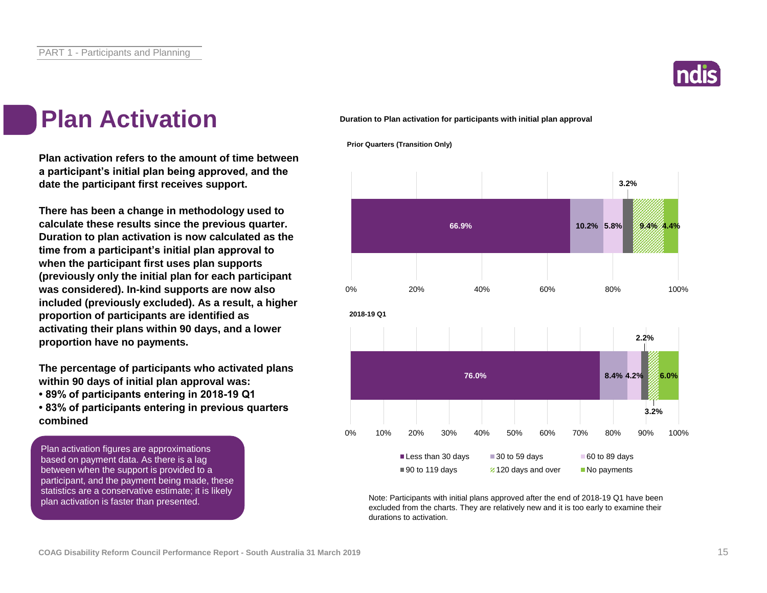# Plan Activation

**Plan activation refers to the amount of time between a participant's initial plan being approved, and the date the participant first receives support.**

**There has been a change in methodology used to calculate these results since the previous quarter. Duration to plan activation is now calculated as the time from a participant's initial plan approval to when the participant first uses plan supports (previously only the initial plan for each participant was considered). In-kind supports are now also included (previously excluded). As a result, a higher proportion of participants are identified as activating their plans within 90 days, and a lower proportion have no payments.**

**The percentage of participants who activated plans within 90 days of initial plan approval was:**

- **89% of participants entering in 2018-19 Q1**
- **83% of participants entering in previous quarters combined**

Plan activation figures are approximations based on payment data. As there is a lag between when the support is provided to a participant, and the payment being made, these statistics are a conservative estimate; it is likely plan activation is faster than presented.

**Duration to Plan activation for participants with initial plan approval**

| | Less than 30 days | 30 to 59 days | 60 to 89 days | 90 to 119 days | 120 days and over | No payments |
|---|---|---|---|---|---|---|
| Prior Quarters (Transition Only) | 66.9% | 10.2% | 5.8% | 3.2% | 9.4% | 4.4% |
| 2018-19 Q1 | 76.0% | 8.4% | 4.2% | 2.2% | 3.2% | 6.0% |

Note: Participants with initial plans approved after the end of 2018-19 Q1 have been excluded from the charts. They are relatively new and it is too early to examine their durations to activation.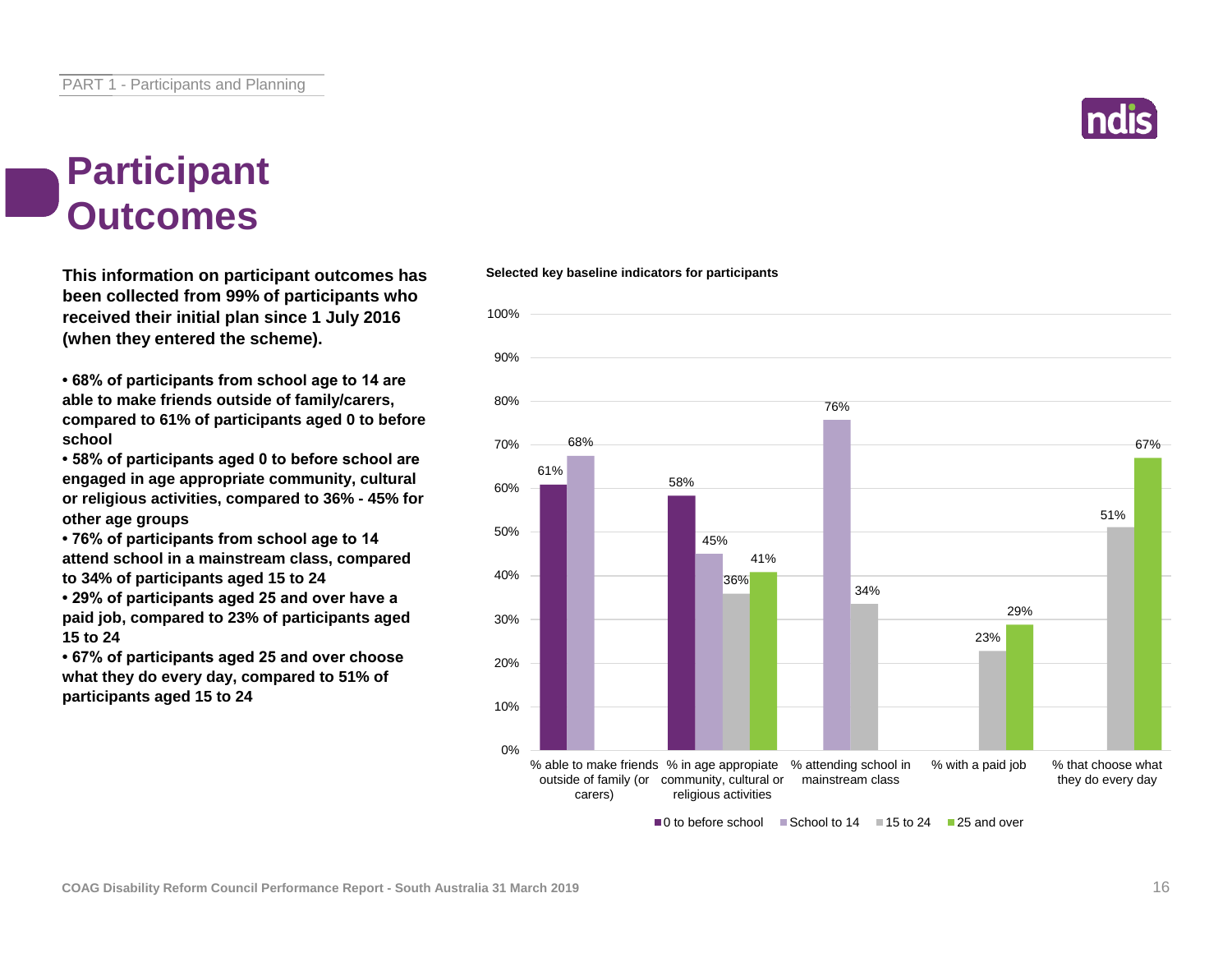# Participant Outcomes

**This information on participant outcomes has been collected from 99% of participants who received their initial plan since 1 July 2016 (when they entered the scheme).**

- **68% of participants from school age to 14 are able to make friends outside of family/carers, compared to 61% of participants aged 0 to before school**
- **58% of participants aged 0 to before school are engaged in age appropriate community, cultural or religious activities, compared to 36% - 45% for other age groups**
- **76% of participants from school age to 14 attend school in a mainstream class, compared to 34% of participants aged 15 to 24**
- **29% of participants aged 25 and over have a paid job, compared to 23% of participants aged 15 to 24**
- **67% of participants aged 25 and over choose what they do every day, compared to 51% of participants aged 15 to 24**

**Selected key baseline indicators for participants**

| Indicator | 0 to before school | School to 14 | 15 to 24 | 25 and over |
|---|---|---|---|---|
| % able to make friends outside of family (or carers) | 61% | 68% | | |
| % in age appropriate community, cultural or religious activities | 58% | 45% | 36% | 41% |
| % attending school in mainstream class | | 76% | 34% | |
| % with a paid job | | | 23% | 29% |
| % that choose what they do every day | | | 51% | 67% |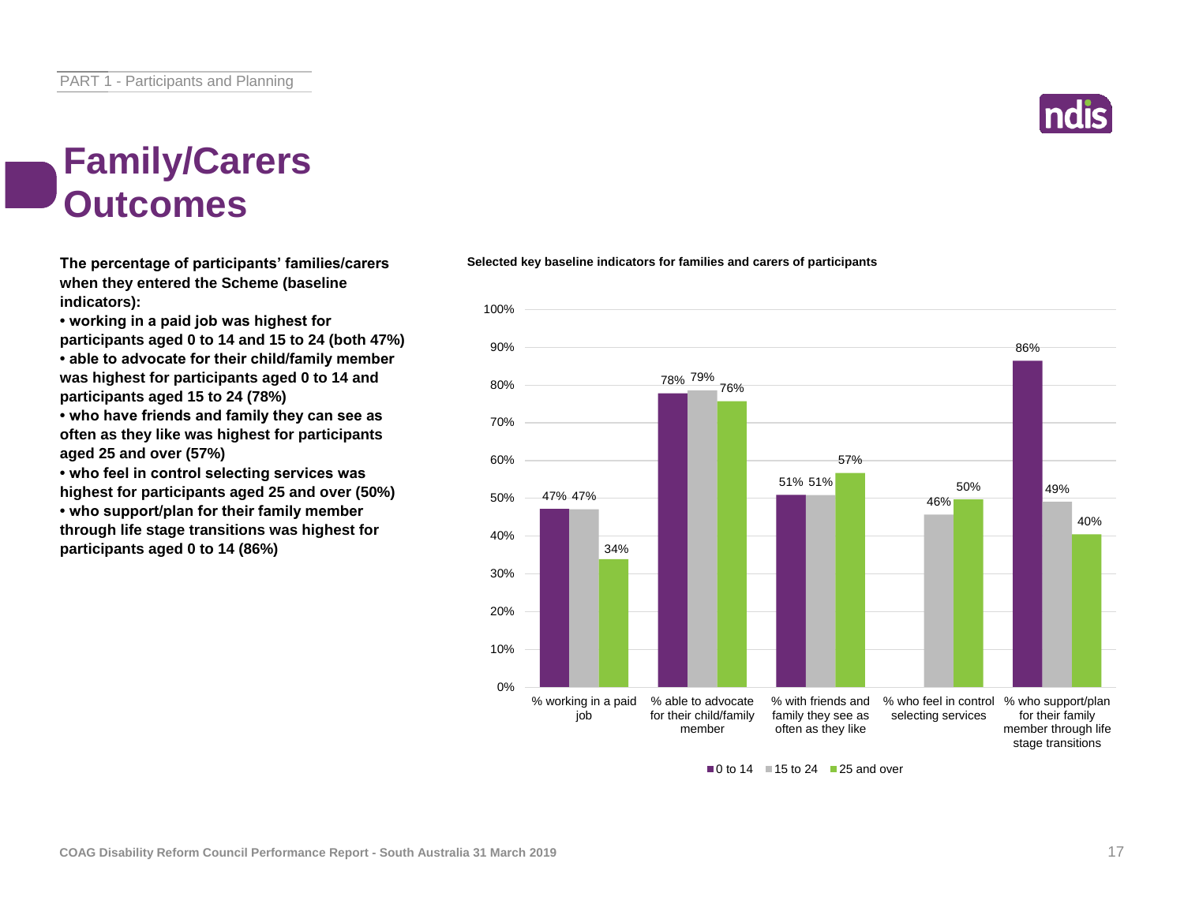# Family/Carers Outcomes

**The percentage of participants' families/carers when they entered the Scheme (baseline indicators):**

- **working in a paid job was highest for participants aged 0 to 14 and 15 to 24 (both 47%)**
- **able to advocate for their child/family member was highest for participants aged 0 to 14 and participants aged 15 to 24 (78%)**
- **who have friends and family they can see as often as they like was highest for participants aged 25 and over (57%)**
- **who feel in control selecting services was highest for participants aged 25 and over (50%)**
- **who support/plan for their family member through life stage transitions was highest for participants aged 0 to 14 (86%)**

**Selected key baseline indicators for families and carers of participants**

| | 0 to 14 | 15 to 24 | 25 and over |
|---|---|---|---|
| % working in a paid job | 47% | 47% | 34% |
| % able to advocate for their child/family member | 78% | 79% | 76% |
| % with friends and family they see as often as they like | 51% | 51% | 57% |
| % who feel in control selecting services | | 46% | 50% |
| % who support/plan for their family member through life stage transitions | 86% | 49% | 40% |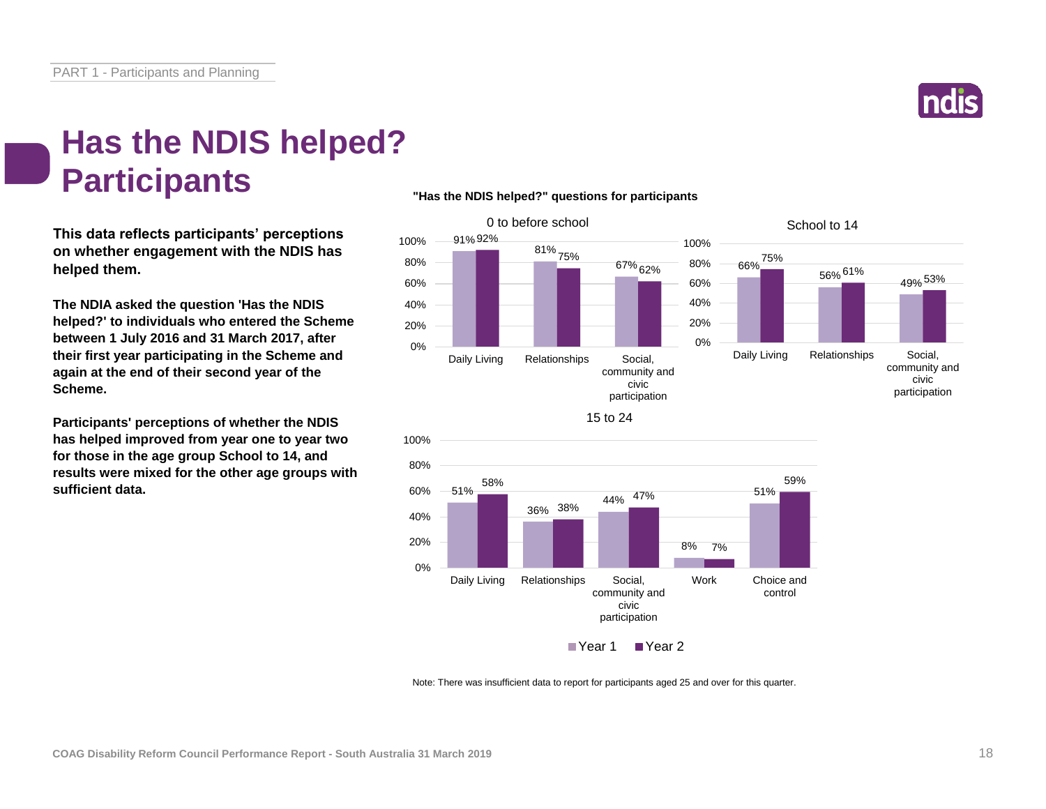# Has the NDIS helped? Participants

**This data reflects participants' perceptions on whether engagement with the NDIS has helped them.**

**The NDIA asked the question 'Has the NDIS helped?' to individuals who entered the Scheme between 1 July 2016 and 31 March 2017, after their first year participating in the Scheme and again at the end of their second year of the Scheme.**

**Participants' perceptions of whether the NDIS has helped improved from year one to year two for those in the age group School to 14, and results were mixed for the other age groups with sufficient data.**

**"Has the NDIS helped?" questions for participants**

0 to before school

| | Year 1 | Year 2 |
|---|---|---|
| Daily Living | 91% | 92% |
| Relationships | 81% | 75% |
| Social, community and civic participation | 67% | 62% |

School to 14

| | Year 1 | Year 2 |
|---|---|---|
| Daily Living | 66% | 75% |
| Relationships | 56% | 61% |
| Social, community and civic participation | 49% | 53% |

15 to 24

| | Year 1 | Year 2 |
|---|---|---|
| Daily Living | 51% | 58% |
| Relationships | 36% | 38% |
| Social, community and civic participation | 44% | 47% |
| Work | 8% | 7% |
| Choice and control | 51% | 59% |

Note: There was insufficient data to report for participants aged 25 and over for this quarter.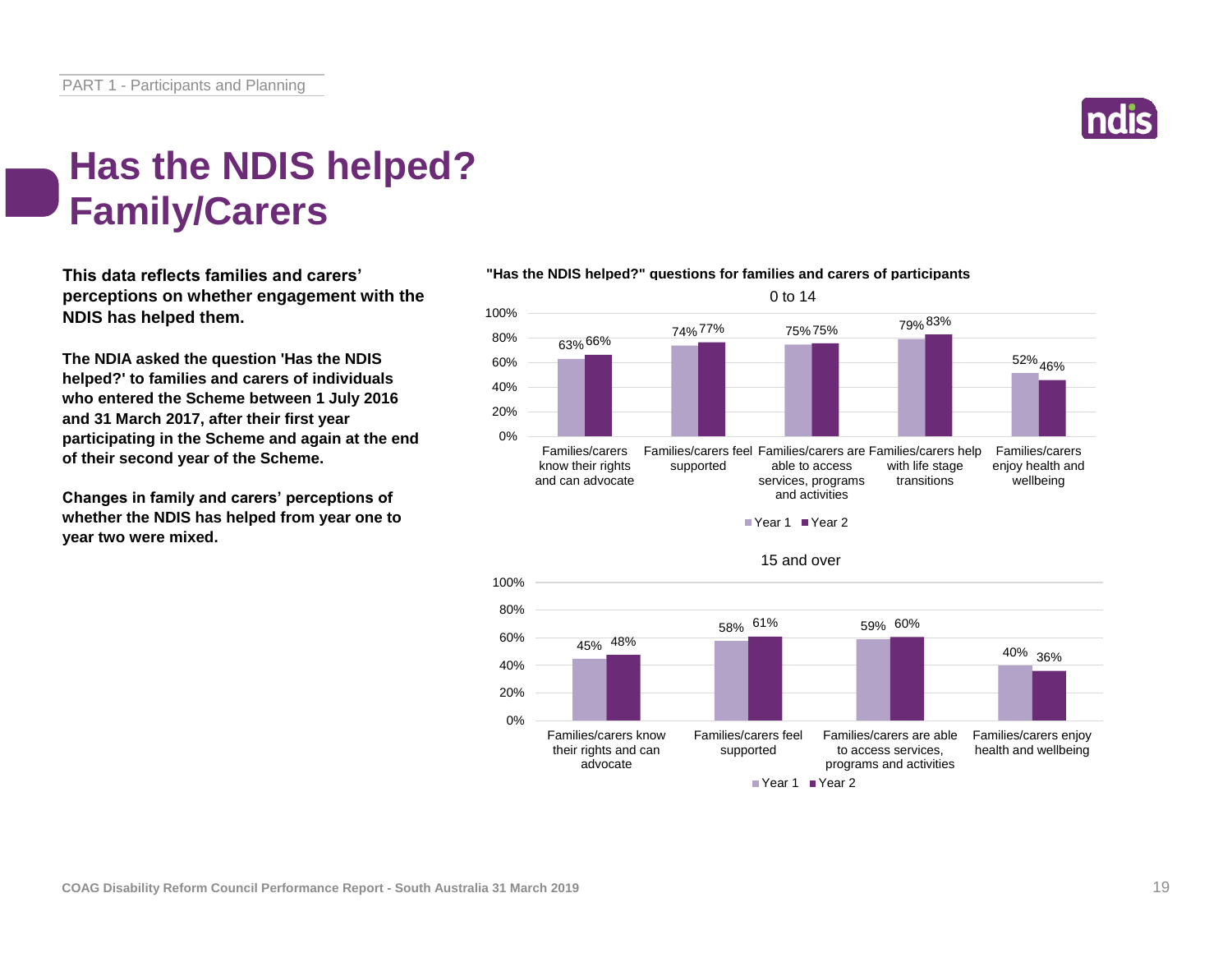# Has the NDIS helped? Family/Carers

**This data reflects families and carers' perceptions on whether engagement with the NDIS has helped them.**

**The NDIA asked the question 'Has the NDIS helped?' to families and carers of individuals who entered the Scheme between 1 July 2016 and 31 March 2017, after their first year participating in the Scheme and again at the end of their second year of the Scheme.**

**Changes in family and carers' perceptions of whether the NDIS has helped from year one to year two were mixed.**

**"Has the NDIS helped?" questions for families and carers of participants**

0 to 14

| | Year 1 | Year 2 |
|---|---|---|
| Families/carers know their rights and can advocate | 63% | 66% |
| Families/carers feel supported | 74% | 77% |
| Families/carers are able to access services, programs and activities | 75% | 75% |
| Families/carers help with life stage transitions | 79% | 83% |
| Families/carers enjoy health and wellbeing | 52% | 46% |

15 and over

| | Year 1 | Year 2 |
|---|---|---|
| Families/carers know their rights and can advocate | 45% | 48% |
| Families/carers feel supported | 58% | 61% |
| Families/carers are able to access services, programs and activities | 59% | 60% |
| Families/carers enjoy health and wellbeing | 40% | 36% |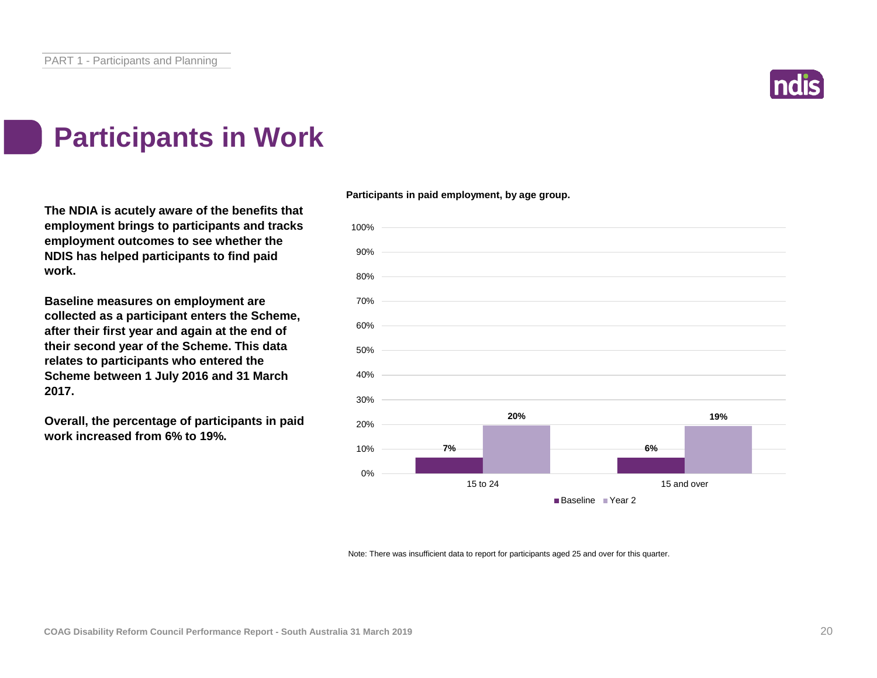# Participants in Work

**The NDIA is acutely aware of the benefits that employment brings to participants and tracks employment outcomes to see whether the NDIS has helped participants to find paid work.**

**Baseline measures on employment are collected as a participant enters the Scheme, after their first year and again at the end of their second year of the Scheme. This data relates to participants who entered the Scheme between 1 July 2016 and 31 March 2017.**

**Overall, the percentage of participants in paid work increased from 6% to 19%.**

**Participants in paid employment, by age group.**

| Age group | Baseline | Year 2 |
|---|---|---|
| 15 to 24 | 7% | 20% |
| 15 and over | 6% | 19% |

Note: There was insufficient data to report for participants aged 25 and over for this quarter.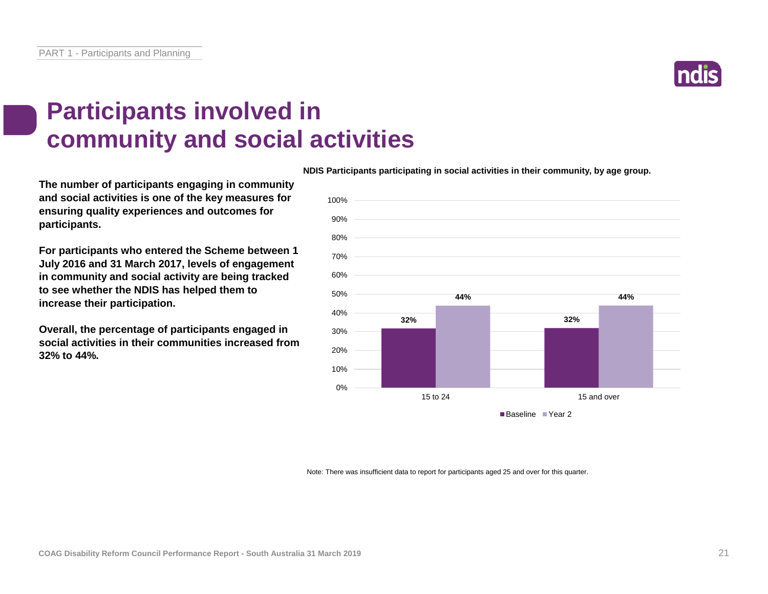# Participants involved in community and social activities

**The number of participants engaging in community and social activities is one of the key measures for ensuring quality experiences and outcomes for participants.**

**For participants who entered the Scheme between 1 July 2016 and 31 March 2017, levels of engagement in community and social activity are being tracked to see whether the NDIS has helped them to increase their participation.**

**Overall, the percentage of participants engaged in social activities in their communities increased from 32% to 44%.**

**NDIS Participants participating in social activities in their community, by age group.**

| Age group | Baseline | Year 2 |
| --- | --- | --- |
| 15 to 24 | 32% | 44% |
| 15 and over | 32% | 44% |

Note: There was insufficient data to report for participants aged 25 and over for this quarter.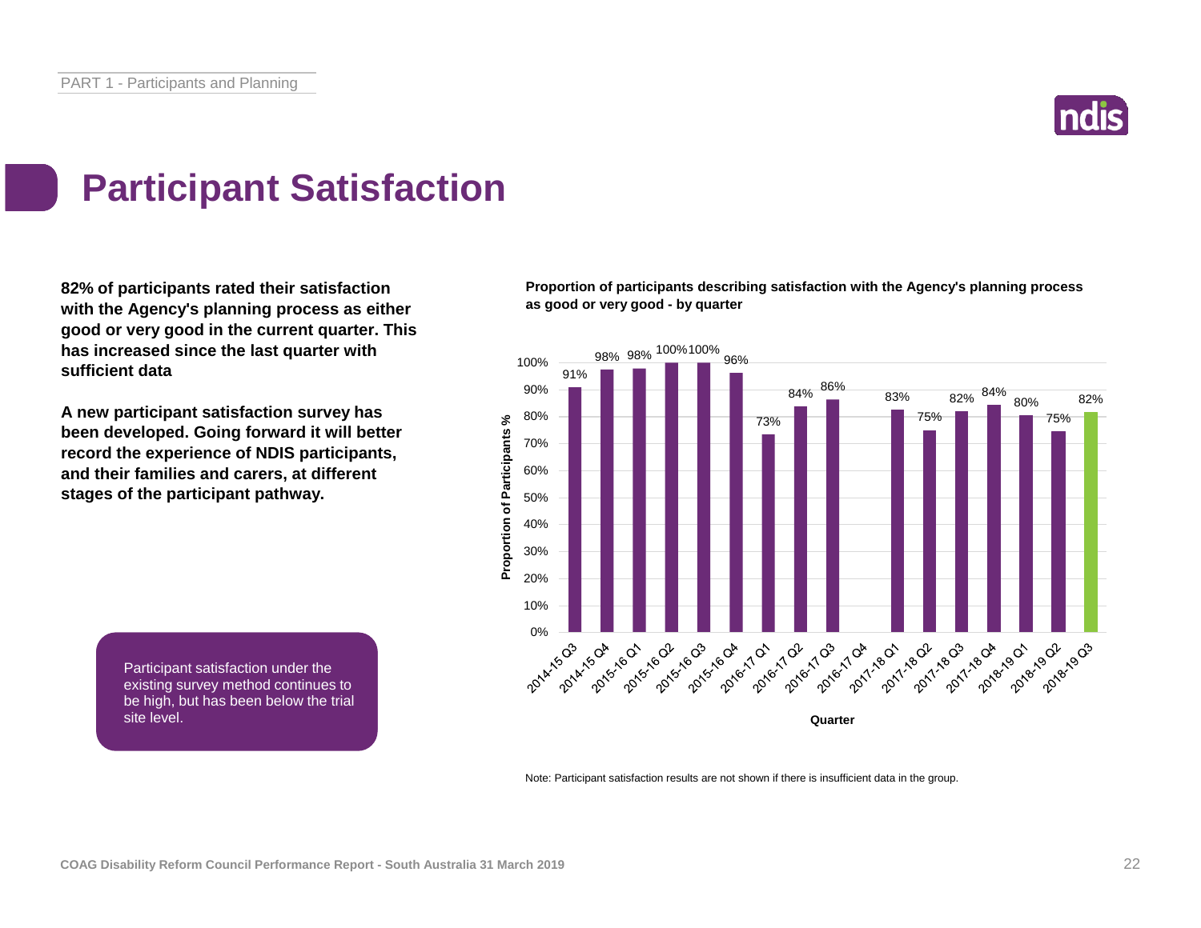# Participant Satisfaction

**82% of participants rated their satisfaction with the Agency's planning process as either good or very good in the current quarter. This has increased since the last quarter with sufficient data**

**A new participant satisfaction survey has been developed. Going forward it will better record the experience of NDIS participants, and their families and carers, at different stages of the participant pathway.**

Participant satisfaction under the existing survey method continues to be high, but has been below the trial site level.

**Proportion of participants describing satisfaction with the Agency's planning process as good or very good - by quarter**

| Quarter | Proportion of Participants % |
|---|---|
| 2014-15 Q3 | 91% |
| 2014-15 Q4 | 98% |
| 2015-16 Q1 | 98% |
| 2015-16 Q2 | 100% |
| 2015-16 Q3 | 100% |
| 2015-16 Q4 | 96% |
| 2016-17 Q1 | 73% |
| 2016-17 Q2 | 84% |
| 2016-17 Q3 | 86% |
| 2016-17 Q4 | |
| 2017-18 Q1 | 83% |
| 2017-18 Q2 | 75% |
| 2017-18 Q3 | 82% |
| 2017-18 Q4 | 84% |
| 2018-19 Q1 | 80% |
| 2018-19 Q2 | 75% |
| 2018-19 Q3 | 82% |

Note: Participant satisfaction results are not shown if there is insufficient data in the group.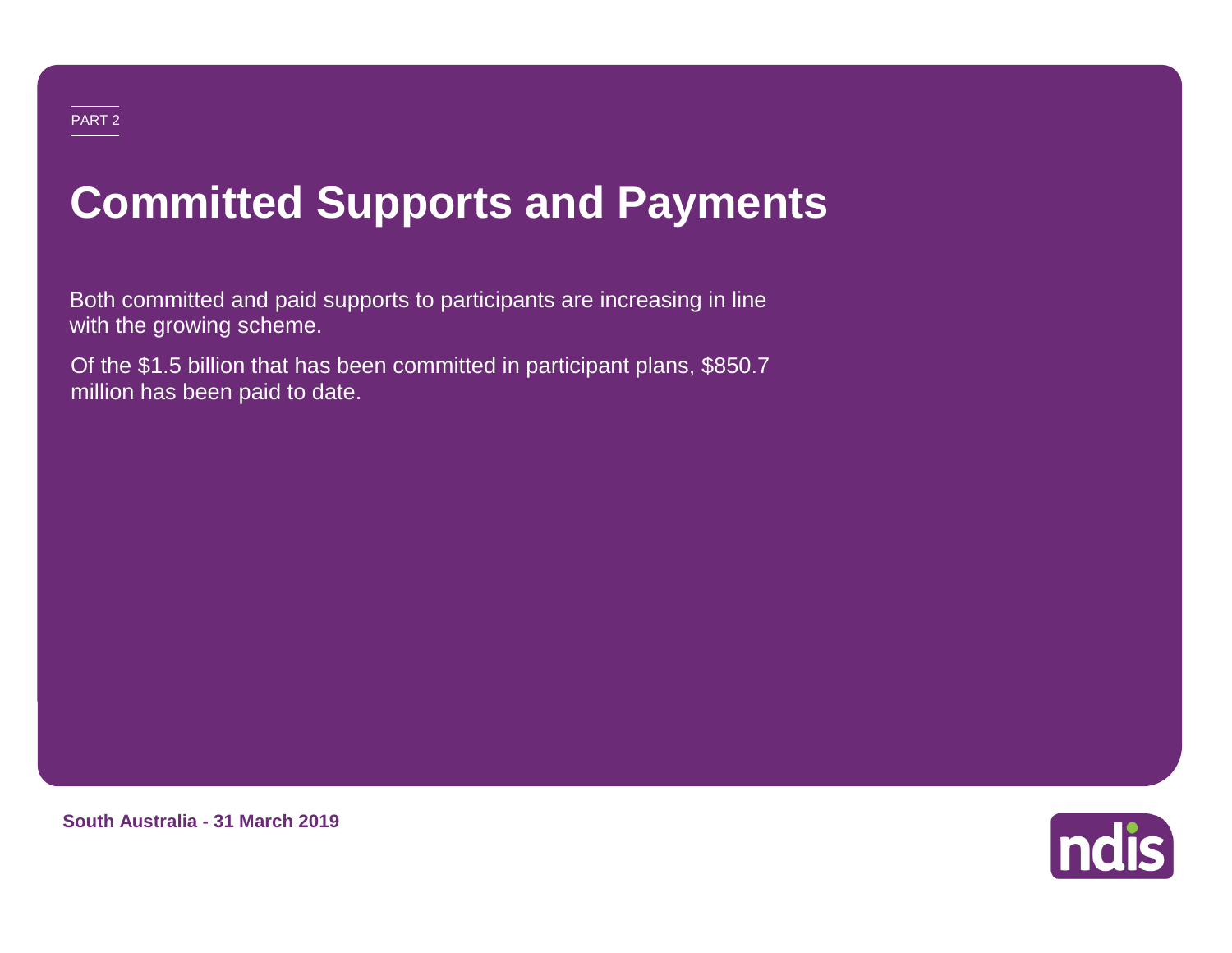PART 2

# Committed Supports and Payments

Both committed and paid supports to participants are increasing in line with the growing scheme.

Of the $1.5 billion that has been committed in participant plans, $850.7 million has been paid to date.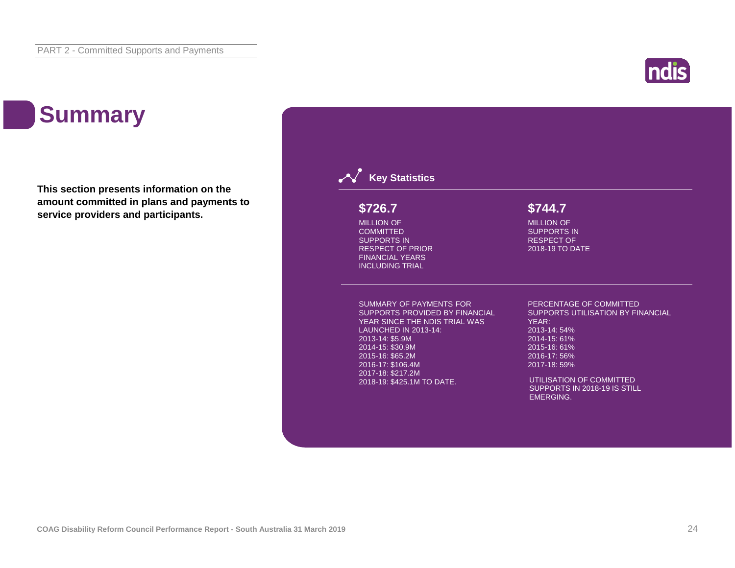# Summary

**This section presents information on the amount committed in plans and payments to service providers and participants.**

## Key Statistics

**$726.7**

MILLION OF COMMITTED SUPPORTS IN RESPECT OF PRIOR FINANCIAL YEARS INCLUDING TRIAL

**$744.7**

MILLION OF SUPPORTS IN RESPECT OF 2018-19 TO DATE

SUMMARY OF PAYMENTS FOR SUPPORTS PROVIDED BY FINANCIAL YEAR SINCE THE NDIS TRIAL WAS LAUNCHED IN 2013-14:

2013-14: $5.9M
2014-15: $30.9M
2015-16: $65.2M
2016-17: $106.4M
2017-18: $217.2M
2018-19: $425.1M TO DATE.

PERCENTAGE OF COMMITTED SUPPORTS UTILISATION BY FINANCIAL YEAR:

2013-14: 54%
2014-15: 61%
2015-16: 61%
2016-17: 56%
2017-18: 59%

UTILISATION OF COMMITTED SUPPORTS IN 2018-19 IS STILL EMERGING.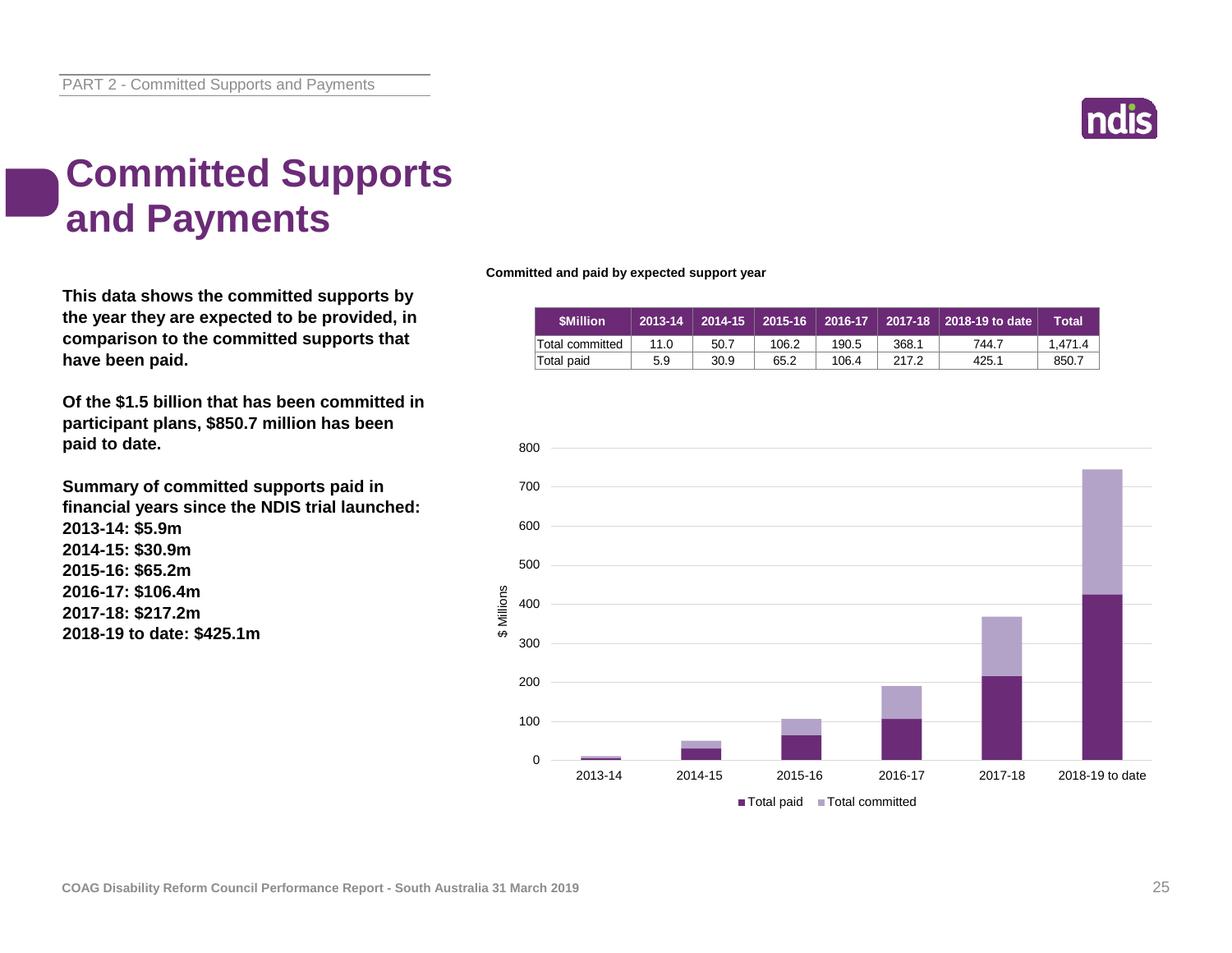# Committed Supports and Payments

**This data shows the committed supports by the year they are expected to be provided, in comparison to the committed supports that have been paid.**

**Of the $1.5 billion that has been committed in participant plans, $850.7 million has been paid to date.**

**Summary of committed supports paid in financial years since the NDIS trial launched:**
**2013-14: $5.9m**
**2014-15: $30.9m**
**2015-16: $65.2m**
**2016-17: $106.4m**
**2017-18: $217.2m**
**2018-19 to date: $425.1m**

**Committed and paid by expected support year**

| $Million | 2013-14 | 2014-15 | 2015-16 | 2016-17 | 2017-18 | 2018-19 to date | Total |
|---|---|---|---|---|---|---|---|
| Total committed | 11.0 | 50.7 | 106.2 | 190.5 | 368.1 | 744.7 | 1,471.4 |
| Total paid | 5.9 | 30.9 | 65.2 | 106.4 | 217.2 | 425.1 | 850.7 |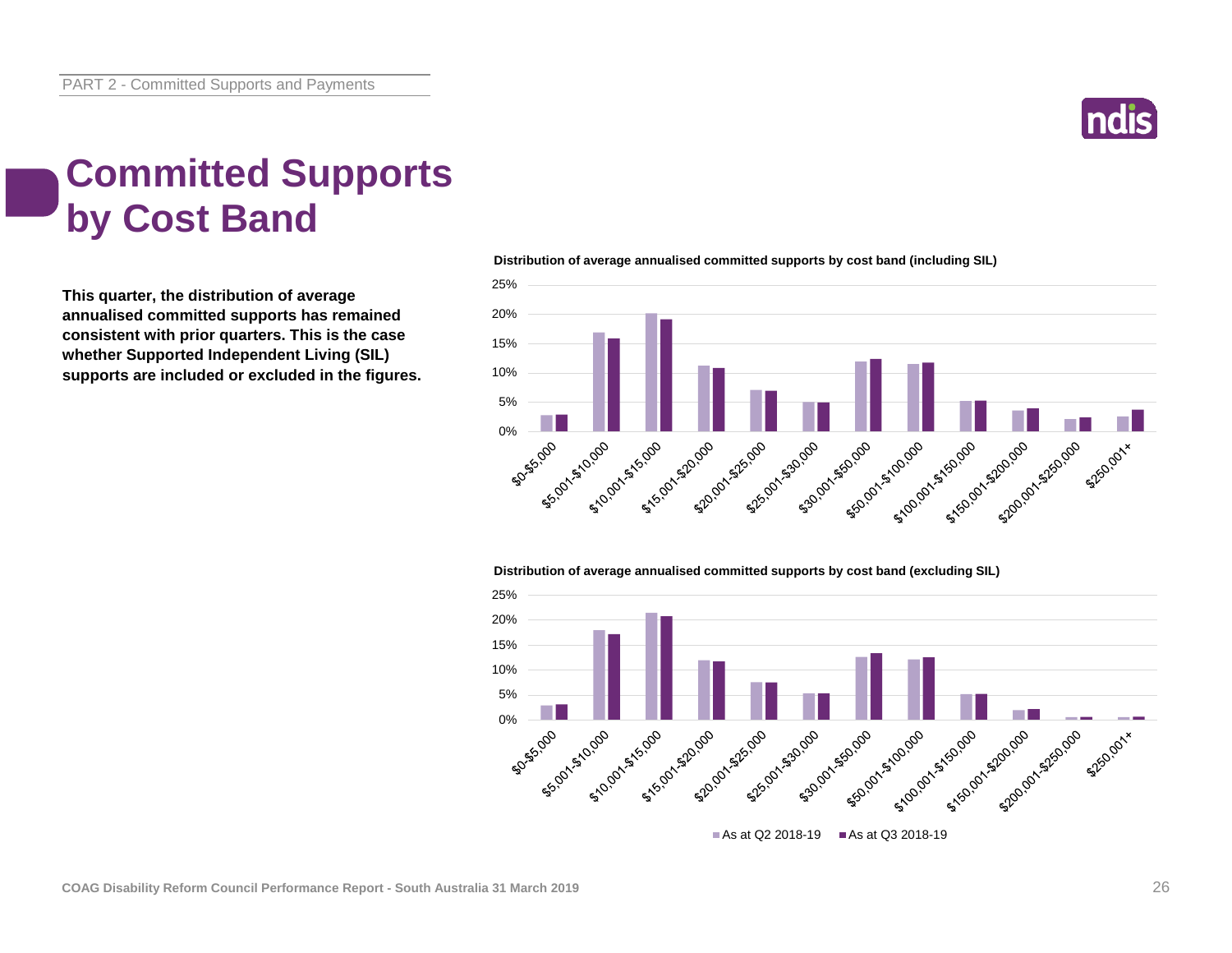# Committed Supports by Cost Band

**This quarter, the distribution of average annualised committed supports has remained consistent with prior quarters. This is the case whether Supported Independent Living (SIL) supports are included or excluded in the figures.**

**Distribution of average annualised committed supports by cost band (including SIL)**

**Distribution of average annualised committed supports by cost band (excluding SIL)**

As at Q2 2018-19 | As at Q3 2018-19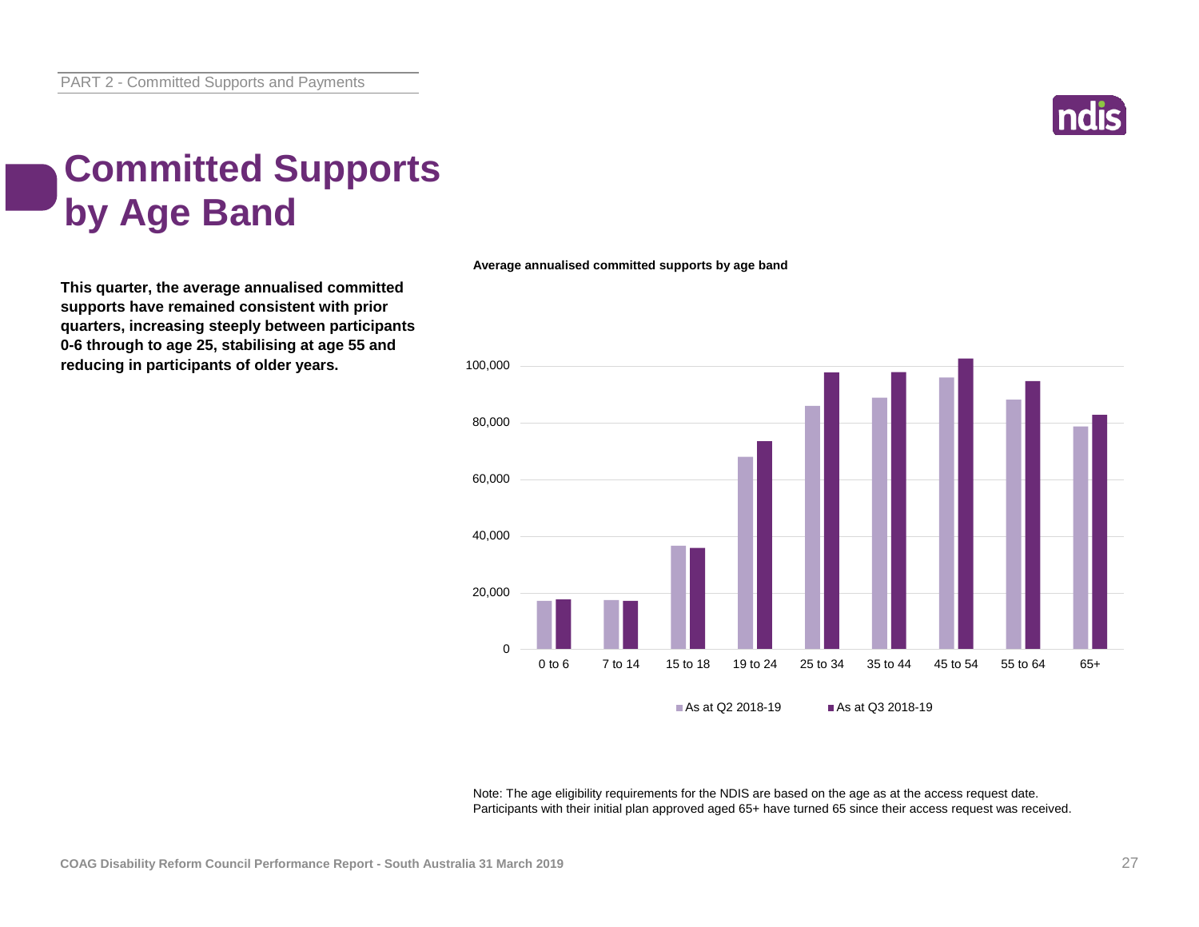# Committed Supports by Age Band

**This quarter, the average annualised committed supports have remained consistent with prior quarters, increasing steeply between participants 0-6 through to age 25, stabilising at age 55 and reducing in participants of older years.**

**Average annualised committed supports by age band**

Note: The age eligibility requirements for the NDIS are based on the age as at the access request date. Participants with their initial plan approved aged 65+ have turned 65 since their access request was received.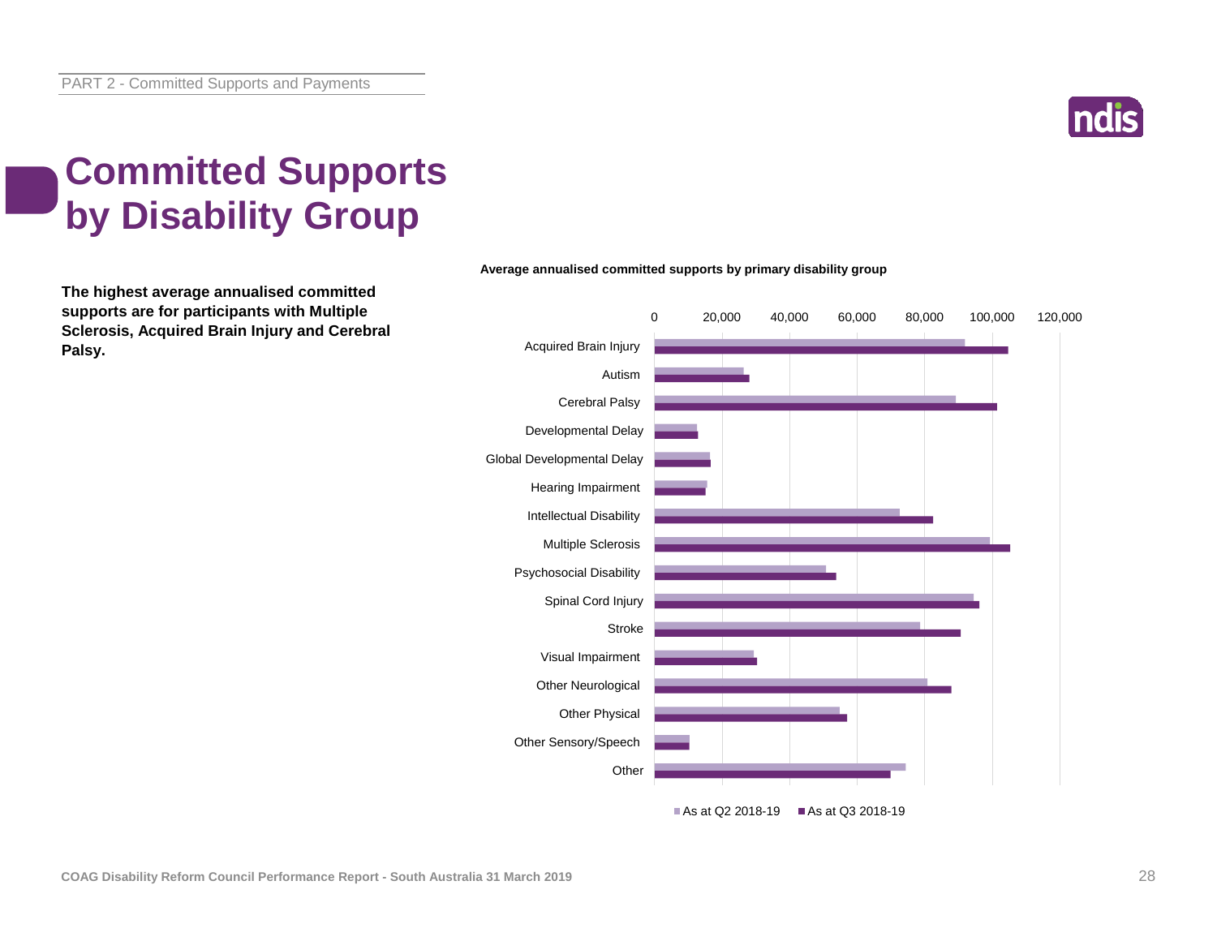# Committed Supports by Disability Group

**The highest average annualised committed supports are for participants with Multiple Sclerosis, Acquired Brain Injury and Cerebral Palsy.**

**Average annualised committed supports by primary disability group**

Primary disability groups shown: Acquired Brain Injury, Autism, Cerebral Palsy, Developmental Delay, Global Developmental Delay, Hearing Impairment, Intellectual Disability, Multiple Sclerosis, Psychosocial Disability, Spinal Cord Injury, Stroke, Visual Impairment, Other Neurological, Other Physical, Other Sensory/Speech, Other

Axis: 0, 20,000, 40,000, 60,000, 80,000, 100,000, 120,000

Legend: As at Q2 2018-19 | As at Q3 2018-19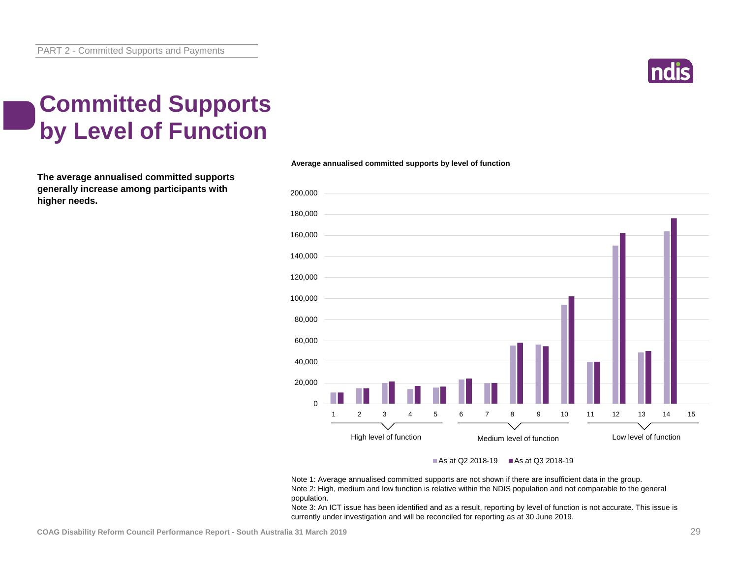# Committed Supports by Level of Function

**The average annualised committed supports generally increase among participants with higher needs.**

**Average annualised committed supports by level of function**

Note 1: Average annualised committed supports are not shown if there are insufficient data in the group.
Note 2: High, medium and low function is relative within the NDIS population and not comparable to the general population.
Note 3: An ICT issue has been identified and as a result, reporting by level of function is not accurate. This issue is currently under investigation and will be reconciled for reporting as at 30 June 2019.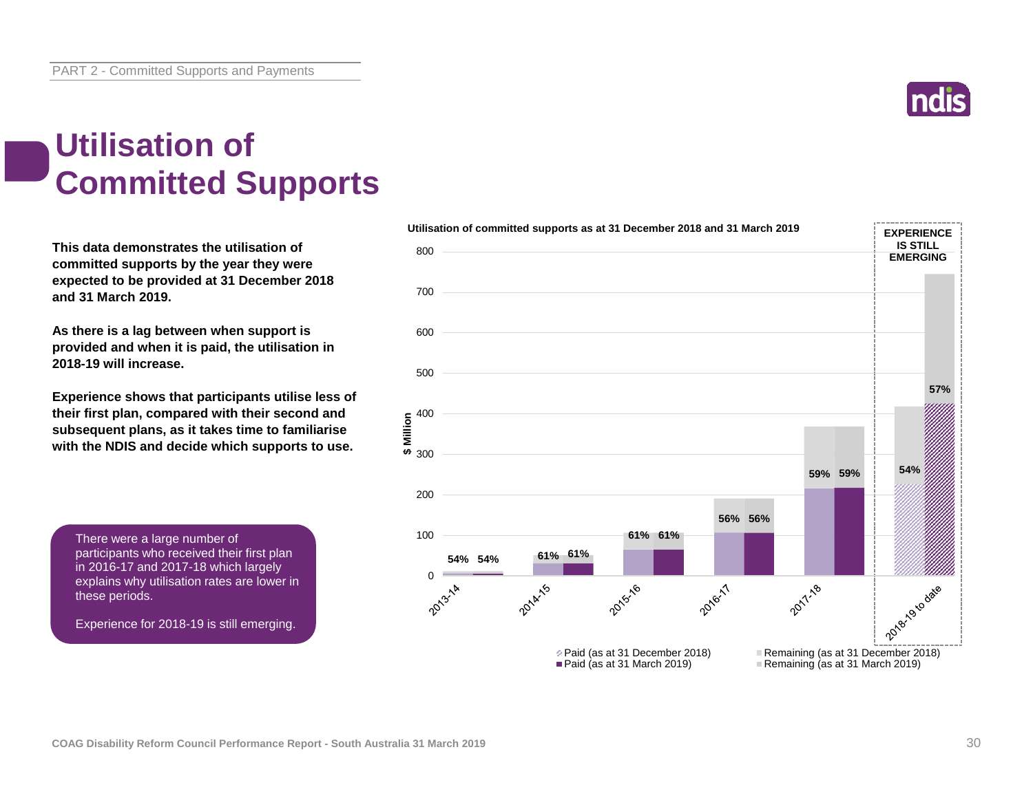# Utilisation of Committed Supports

**This data demonstrates the utilisation of committed supports by the year they were expected to be provided at 31 December 2018 and 31 March 2019.**

**As there is a lag between when support is provided and when it is paid, the utilisation in 2018-19 will increase.**

**Experience shows that participants utilise less of their first plan, compared with their second and subsequent plans, as it takes time to familiarise with the NDIS and decide which supports to use.**

There were a large number of participants who received their first plan in 2016-17 and 2017-18 which largely explains why utilisation rates are lower in these periods.

Experience for 2018-19 is still emerging.

**Utilisation of committed supports as at 31 December 2018 and 31 March 2019**

| Year | Utilisation (as at 31 December 2018) | Utilisation (as at 31 March 2019) |
| --- | --- | --- |
| 2013-14 | 54% | 54% |
| 2014-15 | 61% | 61% |
| 2015-16 | 61% | 61% |
| 2016-17 | 56% | 56% |
| 2017-18 | 59% | 59% |
| 2018-19 to date | 54% | 57% |

EXPERIENCE IS STILL EMERGING

Paid (as at 31 December 2018) · Paid (as at 31 March 2019) · Remaining (as at 31 December 2018) · Remaining (as at 31 March 2019)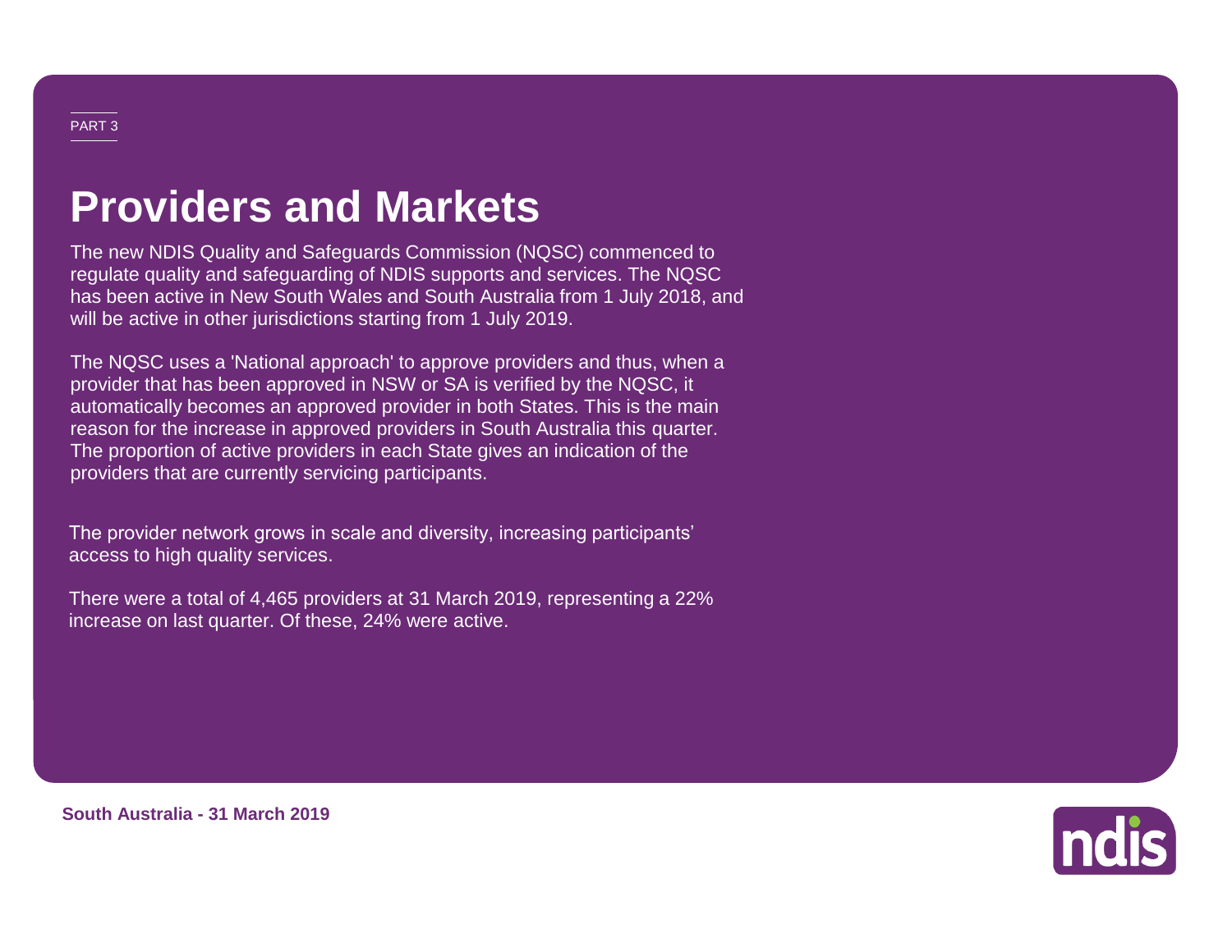PART 3

# Providers and Markets

The new NDIS Quality and Safeguards Commission (NQSC) commenced to regulate quality and safeguarding of NDIS supports and services. The NQSC has been active in New South Wales and South Australia from 1 July 2018, and will be active in other jurisdictions starting from 1 July 2019.

The NQSC uses a 'National approach' to approve providers and thus, when a provider that has been approved in NSW or SA is verified by the NQSC, it automatically becomes an approved provider in both States. This is the main reason for the increase in approved providers in South Australia this quarter. The proportion of active providers in each State gives an indication of the providers that are currently servicing participants.

The provider network grows in scale and diversity, increasing participants' access to high quality services.

There were a total of 4,465 providers at 31 March 2019, representing a 22% increase on last quarter. Of these, 24% were active.

**South Australia - 31 March 2019**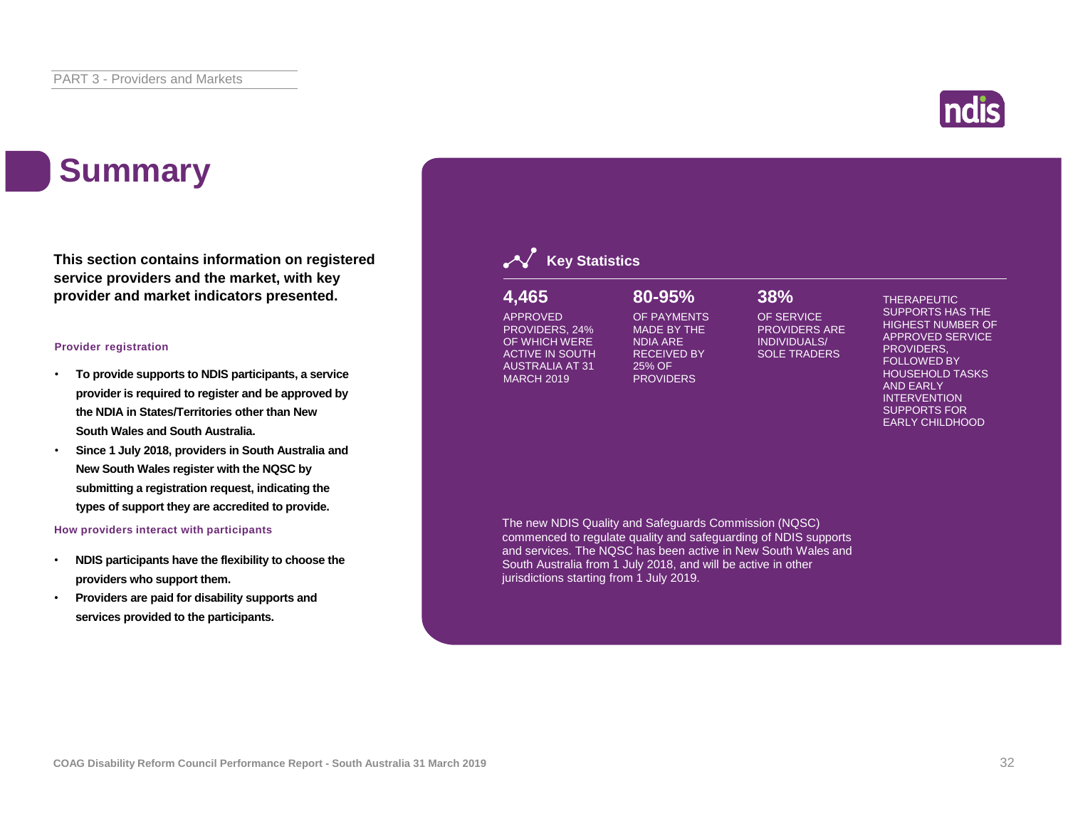# Summary

**This section contains information on registered service providers and the market, with key provider and market indicators presented.**

### Provider registration

- **To provide supports to NDIS participants, a service provider is required to register and be approved by the NDIA in States/Territories other than New South Wales and South Australia.**
- **Since 1 July 2018, providers in South Australia and New South Wales register with the NQSC by submitting a registration request, indicating the types of support they are accredited to provide.**

### How providers interact with participants

- **NDIS participants have the flexibility to choose the providers who support them.**
- **Providers are paid for disability supports and services provided to the participants.**

## Key Statistics

**4,465**
APPROVED PROVIDERS, 24% OF WHICH WERE ACTIVE IN SOUTH AUSTRALIA AT 31 MARCH 2019

**80-95%**
OF PAYMENTS MADE BY THE NDIA ARE RECEIVED BY 25% OF PROVIDERS

**38%**
OF SERVICE PROVIDERS ARE INDIVIDUALS/ SOLE TRADERS

THERAPEUTIC SUPPORTS HAS THE HIGHEST NUMBER OF APPROVED SERVICE PROVIDERS, FOLLOWED BY HOUSEHOLD TASKS AND EARLY INTERVENTION SUPPORTS FOR EARLY CHILDHOOD

The new NDIS Quality and Safeguards Commission (NQSC) commenced to regulate quality and safeguarding of NDIS supports and services. The NQSC has been active in New South Wales and South Australia from 1 July 2018, and will be active in other jurisdictions starting from 1 July 2019.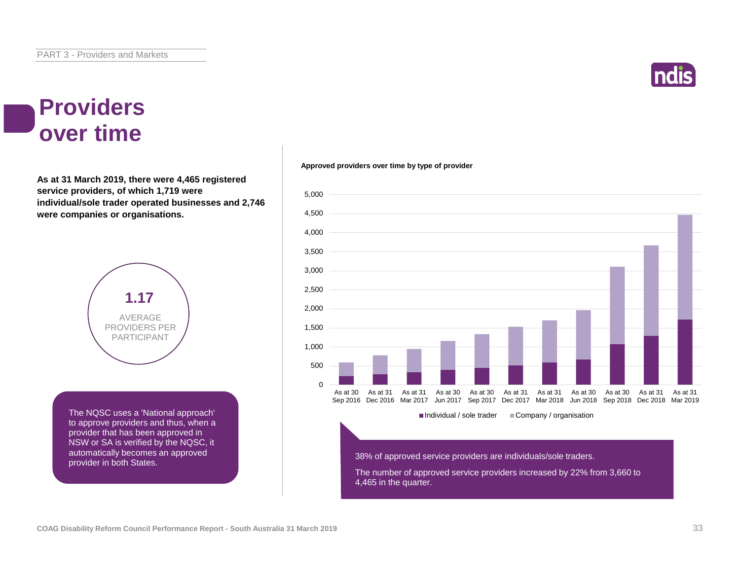# Providers over time

**As at 31 March 2019, there were 4,465 registered service providers, of which 1,719 were individual/sole trader operated businesses and 2,746 were companies or organisations.**

**1.17**

AVERAGE PROVIDERS PER PARTICIPANT

The NQSC uses a 'National approach' to approve providers and thus, when a provider that has been approved in NSW or SA is verified by the NQSC, it automatically becomes an approved provider in both States.

**Approved providers over time by type of provider**

38% of approved service providers are individuals/sole traders.

The number of approved service providers increased by 22% from 3,660 to 4,465 in the quarter.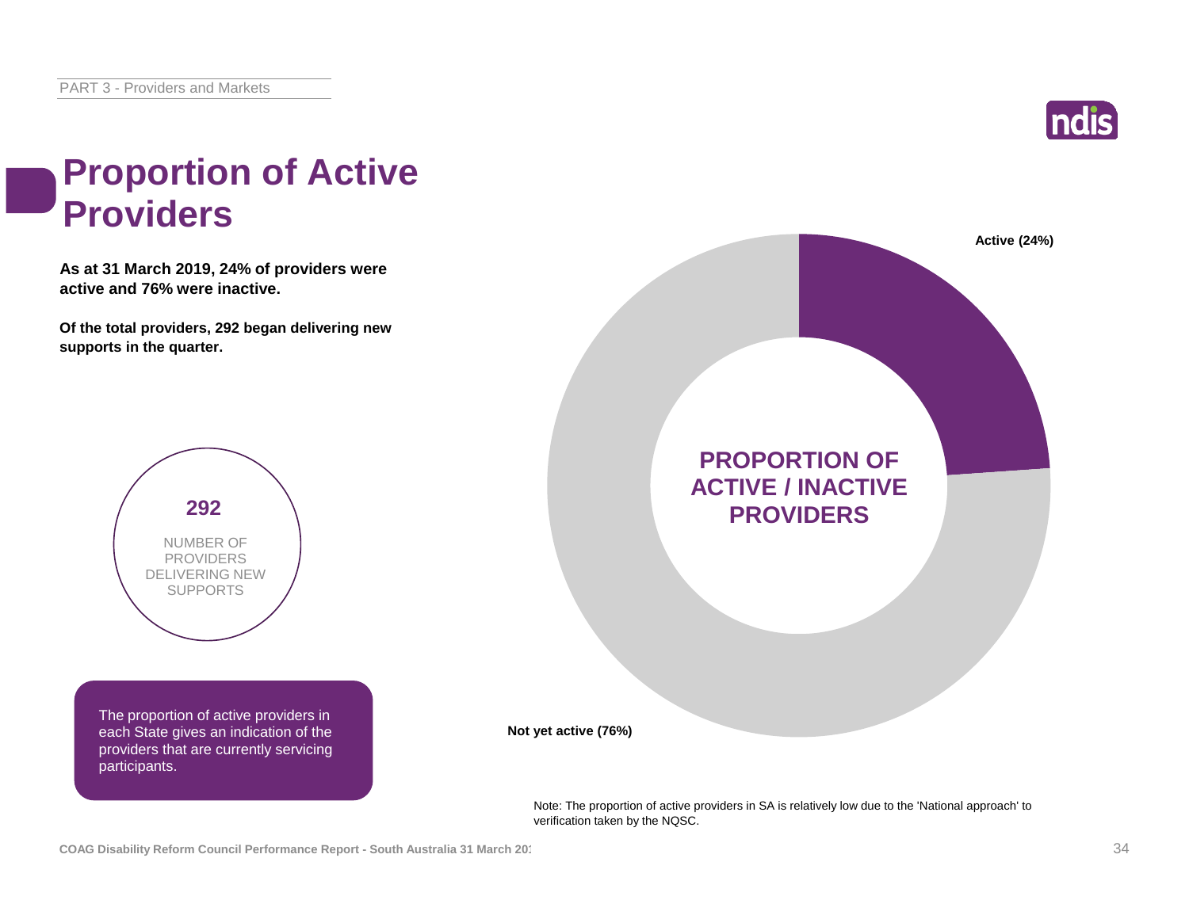# Proportion of Active Providers

**As at 31 March 2019, 24% of providers were active and 76% were inactive.**

**Of the total providers, 292 began delivering new supports in the quarter.**

**292**

NUMBER OF PROVIDERS DELIVERING NEW SUPPORTS

The proportion of active providers in each State gives an indication of the providers that are currently servicing participants.

**PROPORTION OF ACTIVE / INACTIVE PROVIDERS**

**Active (24%)**

**Not yet active (76%)**

Note: The proportion of active providers in SA is relatively low due to the 'National approach' to verification taken by the NQSC.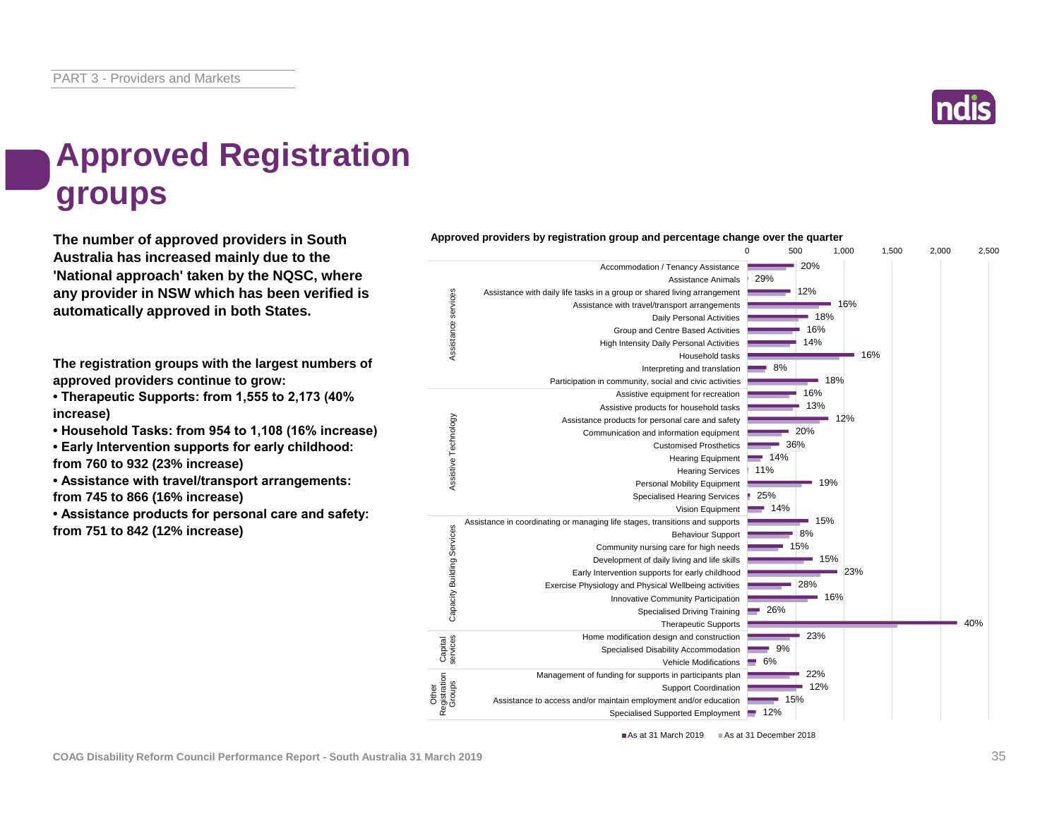# Approved Registration groups

**The number of approved providers in South Australia has increased mainly due to the 'National approach' taken by the NQSC, where any provider in NSW which has been verified is automatically approved in both States.**

**The registration groups with the largest numbers of approved providers continue to grow:**

- **Therapeutic Supports: from 1,555 to 2,173 (40% increase)**
- **Household Tasks: from 954 to 1,108 (16% increase)**
- **Early Intervention supports for early childhood: from 760 to 932 (23% increase)**
- **Assistance with travel/transport arrangements: from 745 to 866 (16% increase)**
- **Assistance products for personal care and safety: from 751 to 842 (12% increase)**

**Approved providers by registration group and percentage change over the quarter**

| Category | Registration group | % change |
|---|---|---|
| Assistance services | Accommodation / Tenancy Assistance | 20% |
| | Assistance Animals | 29% |
| | Assistance with daily life tasks in a group or shared living arrangement | 12% |
| | Assistance with travel/transport arrangements | 16% |
| | Daily Personal Activities | 18% |
| | Group and Centre Based Activities | 16% |
| | High Intensity Daily Personal Activities | 14% |
| | Household tasks | 16% |
| | Interpreting and translation | 8% |
| | Participation in community, social and civic activities | 18% |
| Assistive Technology | Assistive equipment for recreation | 16% |
| | Assistive products for household tasks | 13% |
| | Assistance products for personal care and safety | 12% |
| | Communication and information equipment | 20% |
| | Customised Prosthetics | 36% |
| | Hearing Equipment | 14% |
| | Hearing Services | 11% |
| | Personal Mobility Equipment | 19% |
| | Specialised Hearing Services | 25% |
| | Vision Equipment | 14% |
| Capacity Building Services | Assistance in coordinating or managing life stages, transitions and supports | 15% |
| | Behaviour Support | 8% |
| | Community nursing care for high needs | 15% |
| | Development of daily living and life skills | 15% |
| | Early Intervention supports for early childhood | 23% |
| | Exercise Physiology and Physical Wellbeing activities | 28% |
| | Innovative Community Participation | 16% |
| | Specialised Driving Training | 26% |
| | Therapeutic Supports | 40% |
| Capital services | Home modification design and construction | 23% |
| | Specialised Disability Accommodation | 9% |
| | Vehicle Modifications | 6% |
| Other Registration Groups | Management of funding for supports in participants plan | 22% |
| | Support Coordination | 12% |
| | Assistance to access and/or maintain employment and/or education | 15% |
| | Specialised Supported Employment | 12% |

■ As at 31 March 2019 ■ As at 31 December 2018

COAG Disability Reform Council Performance Report - South Australia 31 March 2019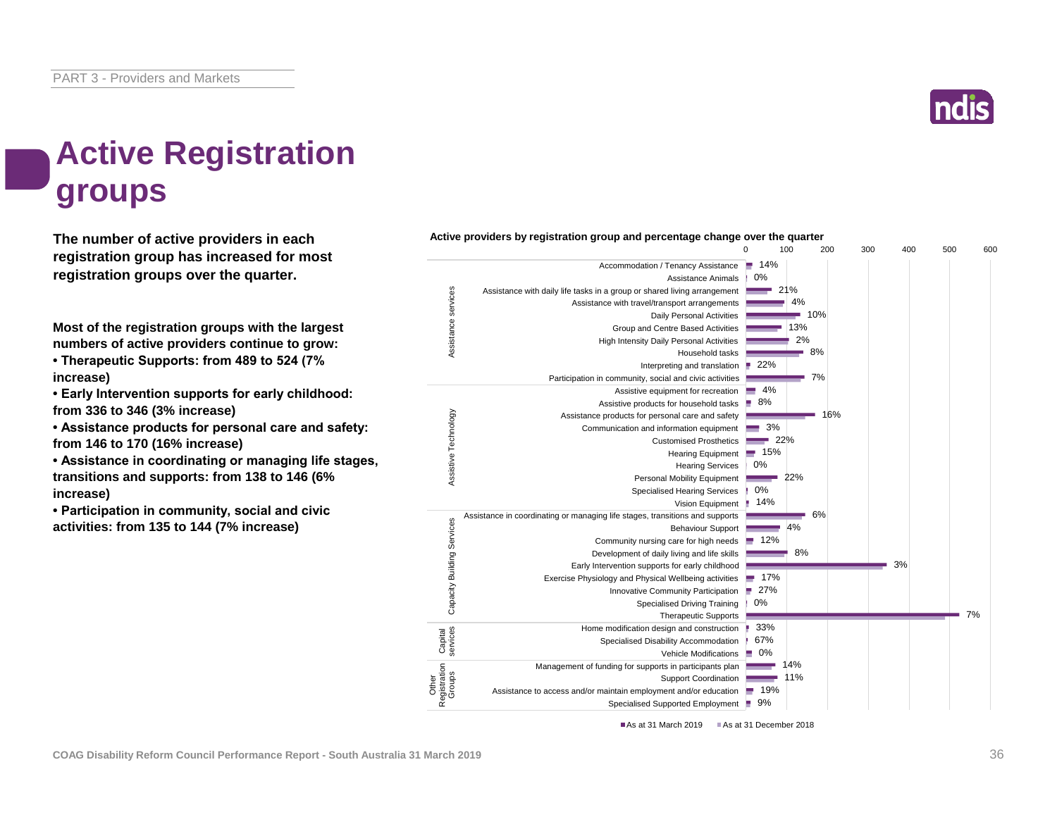# Active Registration groups

**The number of active providers in each registration group has increased for most registration groups over the quarter.**

**Most of the registration groups with the largest numbers of active providers continue to grow:**

- **Therapeutic Supports: from 489 to 524 (7% increase)**
- **Early Intervention supports for early childhood: from 336 to 346 (3% increase)**
- **Assistance products for personal care and safety: from 146 to 170 (16% increase)**
- **Assistance in coordinating or managing life stages, transitions and supports: from 138 to 146 (6% increase)**
- **Participation in community, social and civic activities: from 135 to 144 (7% increase)**

**Active providers by registration group and percentage change over the quarter**

| Category | Registration group | % change over the quarter |
|---|---|---|
| Assistance services | Accommodation / Tenancy Assistance | 14% |
| | Assistance Animals | 0% |
| | Assistance with daily life tasks in a group or shared living arrangement | 21% |
| | Assistance with travel/transport arrangements | 4% |
| | Daily Personal Activities | 10% |
| | Group and Centre Based Activities | 13% |
| | High Intensity Daily Personal Activities | 2% |
| | Household tasks | 8% |
| | Interpreting and translation | 22% |
| | Participation in community, social and civic activities | 7% |
| Assistive Technology | Assistive equipment for recreation | 4% |
| | Assistive products for household tasks | 8% |
| | Assistance products for personal care and safety | 16% |
| | Communication and information equipment | 3% |
| | Customised Prosthetics | 22% |
| | Hearing Equipment | 15% |
| | Hearing Services | 0% |
| | Personal Mobility Equipment | 22% |
| | Specialised Hearing Services | 0% |
| | Vision Equipment | 14% |
| Capacity Building Services | Assistance in coordinating or managing life stages, transitions and supports | 6% |
| | Behaviour Support | 4% |
| | Community nursing care for high needs | 12% |
| | Development of daily living and life skills | 8% |
| | Early Intervention supports for early childhood | 3% |
| | Exercise Physiology and Physical Wellbeing activities | 17% |
| | Innovative Community Participation | 27% |
| | Specialised Driving Training | 0% |
| | Therapeutic Supports | 7% |
| Capital services | Home modification design and construction | 33% |
| | Specialised Disability Accommodation | 67% |
| | Vehicle Modifications | 0% |
| Other Registration Groups | Management of funding for supports in participants plan | 14% |
| | Support Coordination | 11% |
| | Assistance to access and/or maintain employment and/or education | 19% |
| | Specialised Supported Employment | 9% |

■ As at 31 March 2019 ■ As at 31 December 2018

COAG Disability Reform Council Performance Report - South Australia 31 March 2019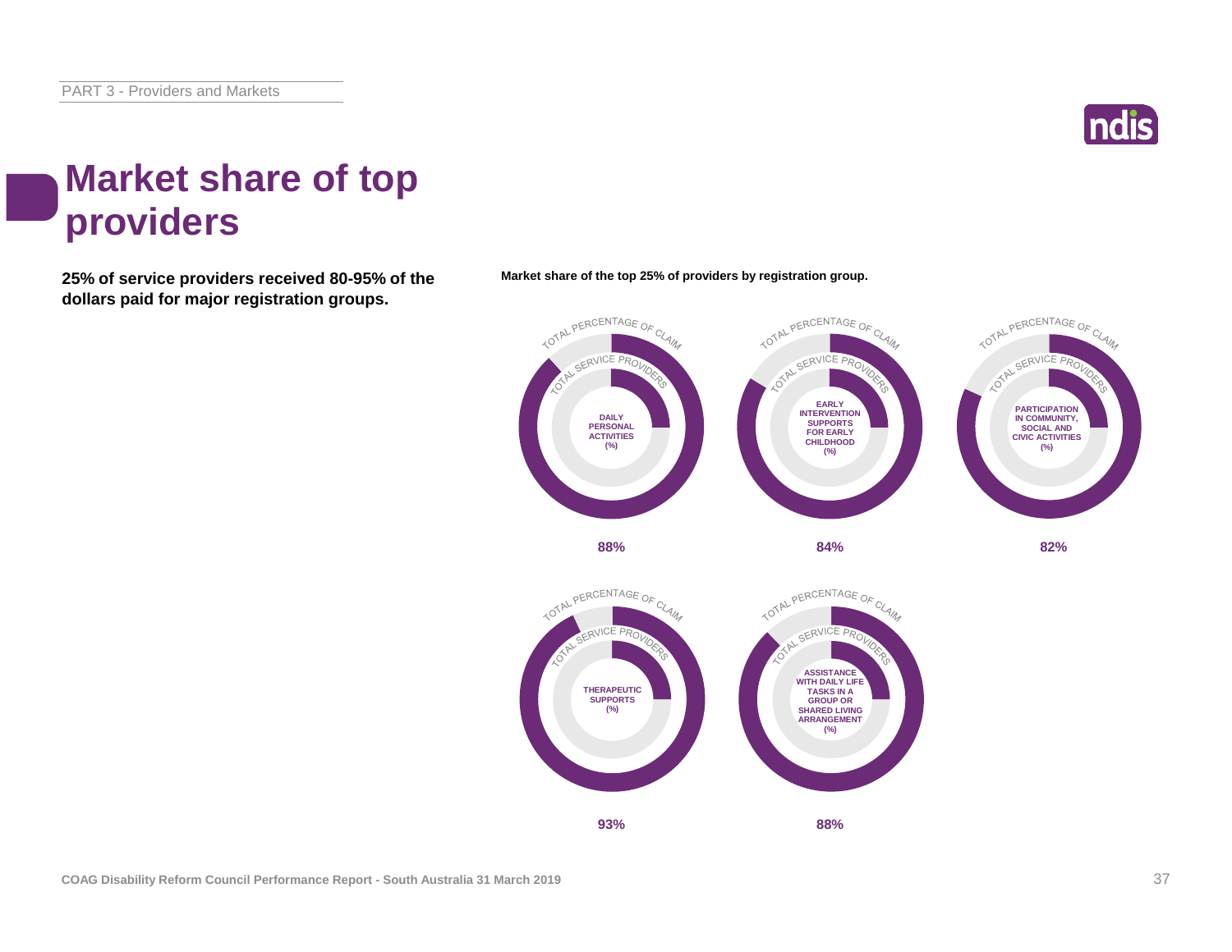# Market share of top providers

**25% of service providers received 80-95% of the dollars paid for major registration groups.**

**Market share of the top 25% of providers by registration group.**

| Registration group | Total percentage of claim |
|---|---|
| Daily Personal Activities (%) | 88% |
| Early Intervention Supports for Early Childhood (%) | 84% |
| Participation in Community, Social and Civic Activities (%) | 82% |
| Therapeutic Supports (%) | 93% |
| Assistance with Daily Life Tasks in a Group or Shared Living Arrangement (%) | 88% |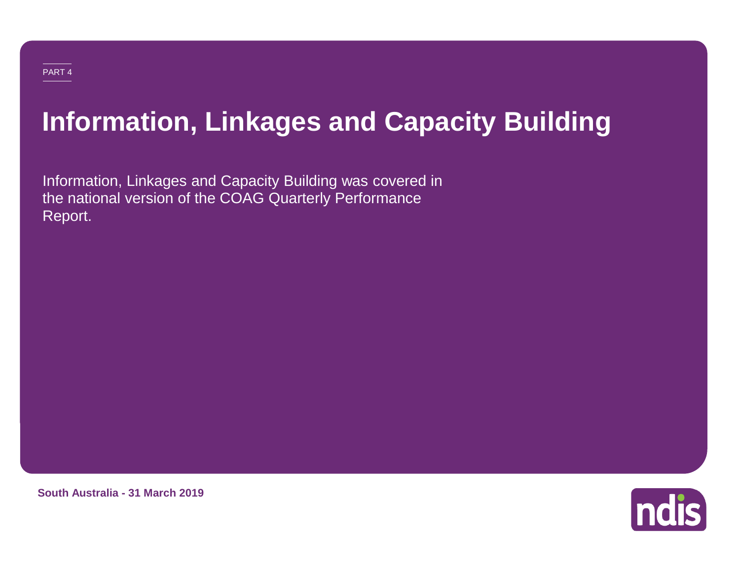PART 4

# Information, Linkages and Capacity Building

Information, Linkages and Capacity Building was covered in the national version of the COAG Quarterly Performance Report.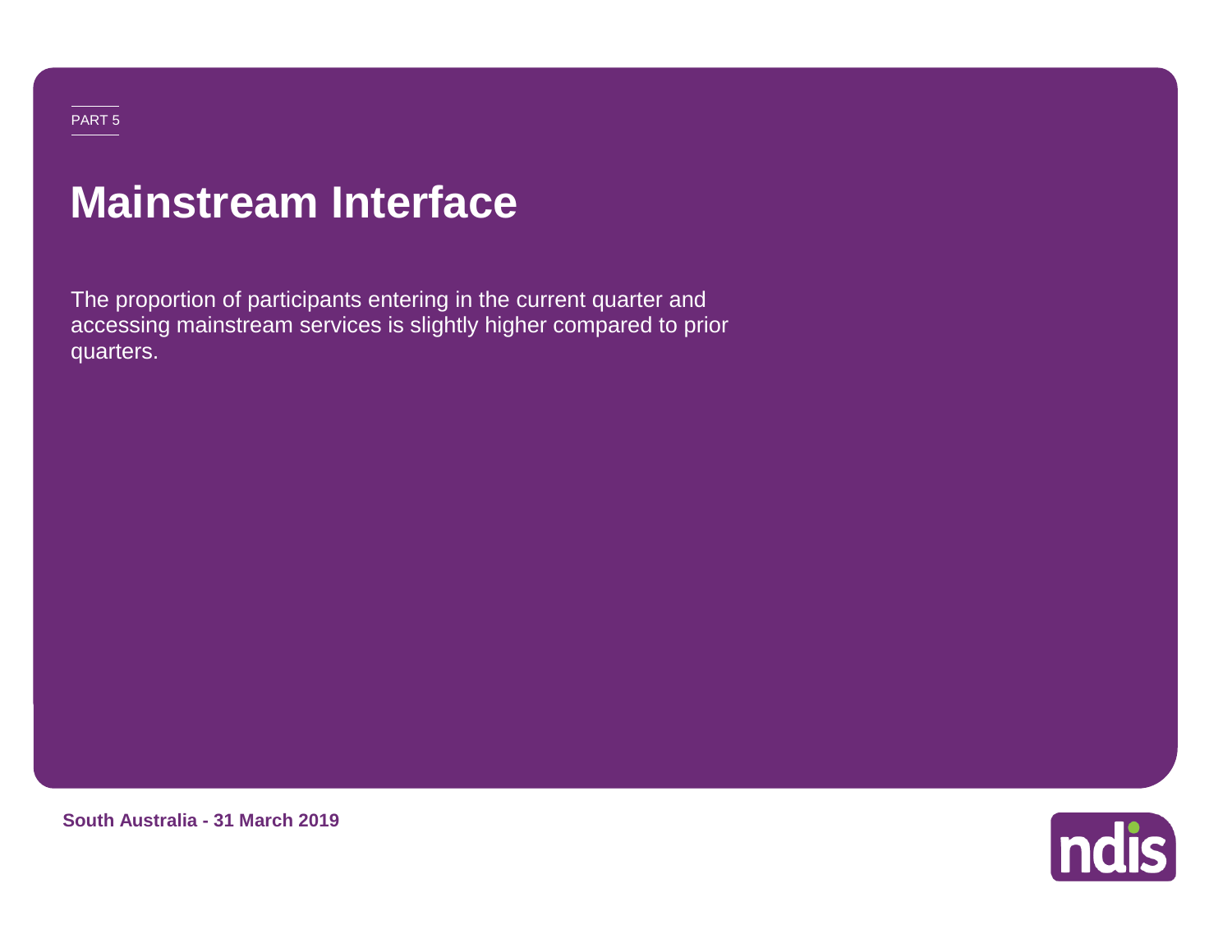PART 5

# Mainstream Interface

The proportion of participants entering in the current quarter and accessing mainstream services is slightly higher compared to prior quarters.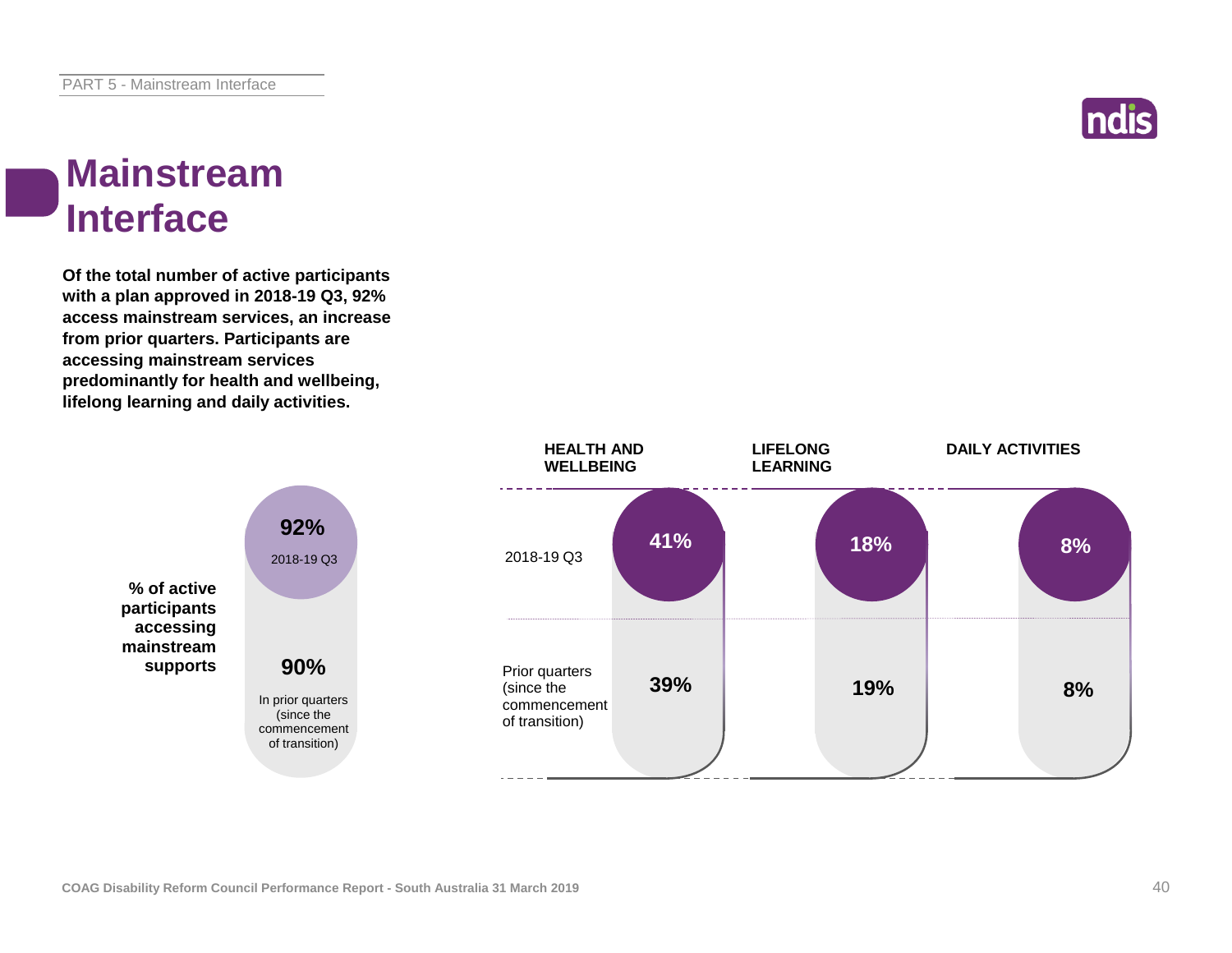# Mainstream Interface

**Of the total number of active participants with a plan approved in 2018-19 Q3, 92% access mainstream services, an increase from prior quarters. Participants are accessing mainstream services predominantly for health and wellbeing, lifelong learning and daily activities.**

| | % of active participants accessing mainstream supports |
|---|---|
| 2018-19 Q3 | 92% |
| In prior quarters (since the commencement of transition) | 90% |

| | HEALTH AND WELLBEING | LIFELONG LEARNING | DAILY ACTIVITIES |
|---|---|---|---|
| 2018-19 Q3 | 41% | 18% | 8% |
| Prior quarters (since the commencement of transition) | 39% | 19% | 8% |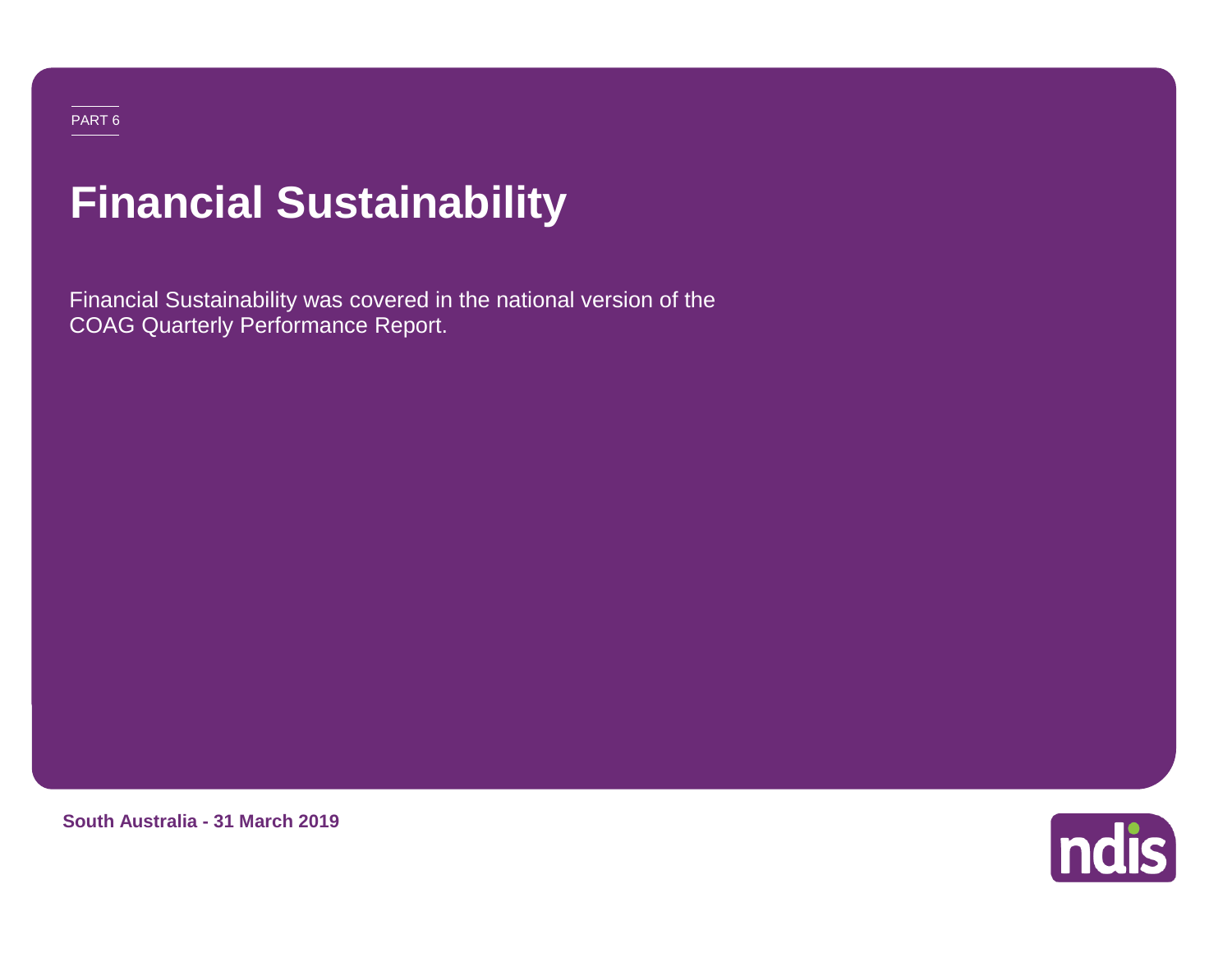PART 6

# Financial Sustainability

Financial Sustainability was covered in the national version of the COAG Quarterly Performance Report.

**South Australia - 31 March 2019**